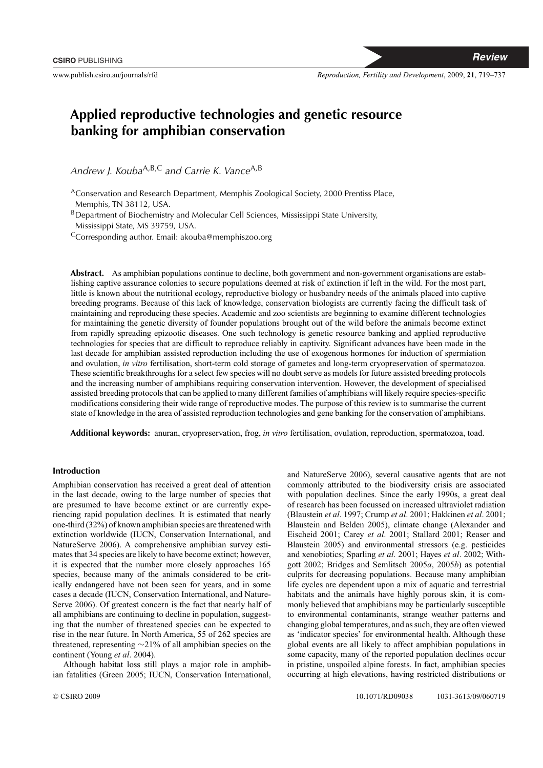# Applied reproductive technologies and genetic resource banking for amphibian conservation

*Andrew J. Kouba*[A,B,C] *and Carrie K. Vance*[A,B]

[A]Conservation and Research Department, Memphis Zoological Society, 2000 Prentiss Place, Memphis, TN 38112, USA.

[B]Department of Biochemistry and Molecular Cell Sciences, Mississippi State University, Mississippi State, MS 39759, USA.

[C]Corresponding author. Email: akouba@memphiszoo.org

**Abstract.** As amphibian populations continue to decline, both government and non-government organisations are establishing captive assurance colonies to secure populations deemed at risk of extinction if left in the wild. For the most part, little is known about the nutritional ecology, reproductive biology or husbandry needs of the animals placed into captive breeding programs. Because of this lack of knowledge, conservation biologists are currently facing the difficult task of maintaining and reproducing these species. Academic and zoo scientists are beginning to examine different technologies for maintaining the genetic diversity of founder populations brought out of the wild before the animals become extinct from rapidly spreading epizootic diseases. One such technology is genetic resource banking and applied reproductive technologies for species that are difficult to reproduce reliably in captivity. Significant advances have been made in the last decade for amphibian assisted reproduction including the use of exogenous hormones for induction of spermiation and ovulation, *in vitro* fertilisation, short-term cold storage of gametes and long-term cryopreservation of spermatozoa. These scientific breakthroughs for a select few species will no doubt serve as models for future assisted breeding protocols and the increasing number of amphibians requiring conservation intervention. However, the development of specialised assisted breeding protocols that can be applied to many different families of amphibians will likely require species-specific modifications considering their wide range of reproductive modes. The purpose of this review is to summarise the current state of knowledge in the area of assisted reproduction technologies and gene banking for the conservation of amphibians.

**Additional keywords:** anuran, cryopreservation, frog, *in vitro* fertilisation, ovulation, reproduction, spermatozoa, toad.

## Introduction

Amphibian conservation has received a great deal of attention in the last decade, owing to the large number of species that are presumed to have become extinct or are currently experiencing rapid population declines. It is estimated that nearly one-third (32%) of known amphibian species are threatened with extinction worldwide (IUCN, Conservation International, and NatureServe 2006). A comprehensive amphibian survey estimates that 34 species are likely to have become extinct; however, it is expected that the number more closely approaches 165 species, because many of the animals considered to be critically endangered have not been seen for years, and in some cases a decade (IUCN, Conservation International, and NatureServe 2006). Of greatest concern is the fact that nearly half of all amphibians are continuing to decline in population, suggesting that the number of threatened species can be expected to rise in the near future. In North America, 55 of 262 species are threatened, representing ~21% of all amphibian species on the continent (Young *et al*. 2004).

Although habitat loss still plays a major role in amphibian fatalities (Green 2005; IUCN, Conservation International, and NatureServe 2006), several causative agents that are not commonly attributed to the biodiversity crisis are associated with population declines. Since the early 1990s, a great deal of research has been focussed on increased ultraviolet radiation (Blaustein *et al*. 1997; Crump *et al*. 2001; Hakkinen *et al*. 2001; Blaustein and Belden 2005), climate change (Alexander and Eischeid 2001; Carey *et al*. 2001; Stallard 2001; Reaser and Blaustein 2005) and environmental stressors (e.g. pesticides and xenobiotics; Sparling *et al*. 2001; Hayes *et al*. 2002; Withgott 2002; Bridges and Semlitsch 2005*a*, 2005*b*) as potential culprits for decreasing populations. Because many amphibian life cycles are dependent upon a mix of aquatic and terrestrial habitats and the animals have highly porous skin, it is commonly believed that amphibians may be particularly susceptible to environmental contaminants, strange weather patterns and changing global temperatures, and as such, they are often viewed as 'indicator species' for environmental health. Although these global events are all likely to affect amphibian populations in some capacity, many of the reported population declines occur in pristine, unspoiled alpine forests. In fact, amphibian species occurring at high elevations, having restricted distributions or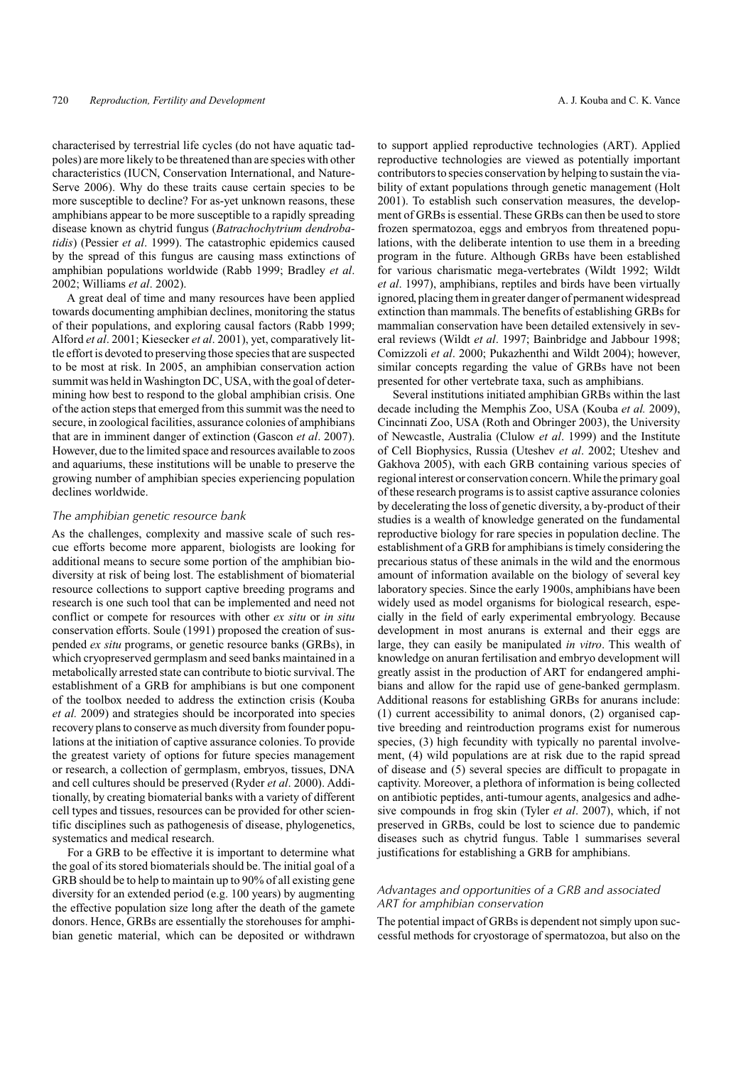characterised by terrestrial life cycles (do not have aquatic tadpoles) are more likely to be threatened than are species with other characteristics (IUCN, Conservation International, and NatureServe 2006). Why do these traits cause certain species to be more susceptible to decline? For as-yet unknown reasons, these amphibians appear to be more susceptible to a rapidly spreading disease known as chytrid fungus (*Batrachochytrium dendrobatidis*) (Pessier *et al*. 1999). The catastrophic epidemics caused by the spread of this fungus are causing mass extinctions of amphibian populations worldwide (Rabb 1999; Bradley *et al*. 2002; Williams *et al*. 2002).

A great deal of time and many resources have been applied towards documenting amphibian declines, monitoring the status of their populations, and exploring causal factors (Rabb 1999; Alford *et al*. 2001; Kiesecker *et al*. 2001), yet, comparatively little effort is devoted to preserving those species that are suspected to be most at risk. In 2005, an amphibian conservation action summit was held in Washington DC, USA, with the goal of determining how best to respond to the global amphibian crisis. One of the action steps that emerged from this summit was the need to secure, in zoological facilities, assurance colonies of amphibians that are in imminent danger of extinction (Gascon *et al*. 2007). However, due to the limited space and resources available to zoos and aquariums, these institutions will be unable to preserve the growing number of amphibian species experiencing population declines worldwide.

## *The amphibian genetic resource bank*

As the challenges, complexity and massive scale of such rescue efforts become more apparent, biologists are looking for additional means to secure some portion of the amphibian biodiversity at risk of being lost. The establishment of biomaterial resource collections to support captive breeding programs and research is one such tool that can be implemented and need not conflict or compete for resources with other *ex situ* or *in situ* conservation efforts. Soule (1991) proposed the creation of suspended *ex situ* programs, or genetic resource banks (GRBs), in which cryopreserved germplasm and seed banks maintained in a metabolically arrested state can contribute to biotic survival. The establishment of a GRB for amphibians is but one component of the toolbox needed to address the extinction crisis (Kouba *et al.* 2009) and strategies should be incorporated into species recovery plans to conserve as much diversity from founder populations at the initiation of captive assurance colonies. To provide the greatest variety of options for future species management or research, a collection of germplasm, embryos, tissues, DNA and cell cultures should be preserved (Ryder *et al*. 2000). Additionally, by creating biomaterial banks with a variety of different cell types and tissues, resources can be provided for other scientific disciplines such as pathogenesis of disease, phylogenetics, systematics and medical research.

For a GRB to be effective it is important to determine what the goal of its stored biomaterials should be. The initial goal of a GRB should be to help to maintain up to 90% of all existing gene diversity for an extended period (e.g. 100 years) by augmenting the effective population size long after the death of the gamete donors. Hence, GRBs are essentially the storehouses for amphibian genetic material, which can be deposited or withdrawn to support applied reproductive technologies (ART). Applied reproductive technologies are viewed as potentially important contributors to species conservation by helping to sustain the viability of extant populations through genetic management (Holt 2001). To establish such conservation measures, the development of GRBs is essential. These GRBs can then be used to store frozen spermatozoa, eggs and embryos from threatened populations, with the deliberate intention to use them in a breeding program in the future. Although GRBs have been established for various charismatic mega-vertebrates (Wildt 1992; Wildt *et al*. 1997), amphibians, reptiles and birds have been virtually ignored, placing them in greater danger of permanent widespread extinction than mammals. The benefits of establishing GRBs for mammalian conservation have been detailed extensively in several reviews (Wildt *et al*. 1997; Bainbridge and Jabbour 1998; Comizzoli *et al*. 2000; Pukazhenthi and Wildt 2004); however, similar concepts regarding the value of GRBs have not been presented for other vertebrate taxa, such as amphibians.

Several institutions initiated amphibian GRBs within the last decade including the Memphis Zoo, USA (Kouba *et al.* 2009), Cincinnati Zoo, USA (Roth and Obringer 2003), the University of Newcastle, Australia (Clulow *et al*. 1999) and the Institute of Cell Biophysics, Russia (Uteshev *et al*. 2002; Uteshev and Gakhova 2005), with each GRB containing various species of regional interest or conservation concern. While the primary goal of these research programs is to assist captive assurance colonies by decelerating the loss of genetic diversity, a by-product of their studies is a wealth of knowledge generated on the fundamental reproductive biology for rare species in population decline. The establishment of a GRB for amphibians is timely considering the precarious status of these animals in the wild and the enormous amount of information available on the biology of several key laboratory species. Since the early 1900s, amphibians have been widely used as model organisms for biological research, especially in the field of early experimental embryology. Because development in most anurans is external and their eggs are large, they can easily be manipulated *in vitro*. This wealth of knowledge on anuran fertilisation and embryo development will greatly assist in the production of ART for endangered amphibians and allow for the rapid use of gene-banked germplasm. Additional reasons for establishing GRBs for anurans include: (1) current accessibility to animal donors, (2) organised captive breeding and reintroduction programs exist for numerous species, (3) high fecundity with typically no parental involvement, (4) wild populations are at risk due to the rapid spread of disease and (5) several species are difficult to propagate in captivity. Moreover, a plethora of information is being collected on antibiotic peptides, anti-tumour agents, analgesics and adhesive compounds in frog skin (Tyler *et al*. 2007), which, if not preserved in GRBs, could be lost to science due to pandemic diseases such as chytrid fungus. Table 1 summarises several justifications for establishing a GRB for amphibians.

## *Advantages and opportunities of a GRB and associated ART for amphibian conservation*

The potential impact of GRBs is dependent not simply upon successful methods for cryostorage of spermatozoa, but also on the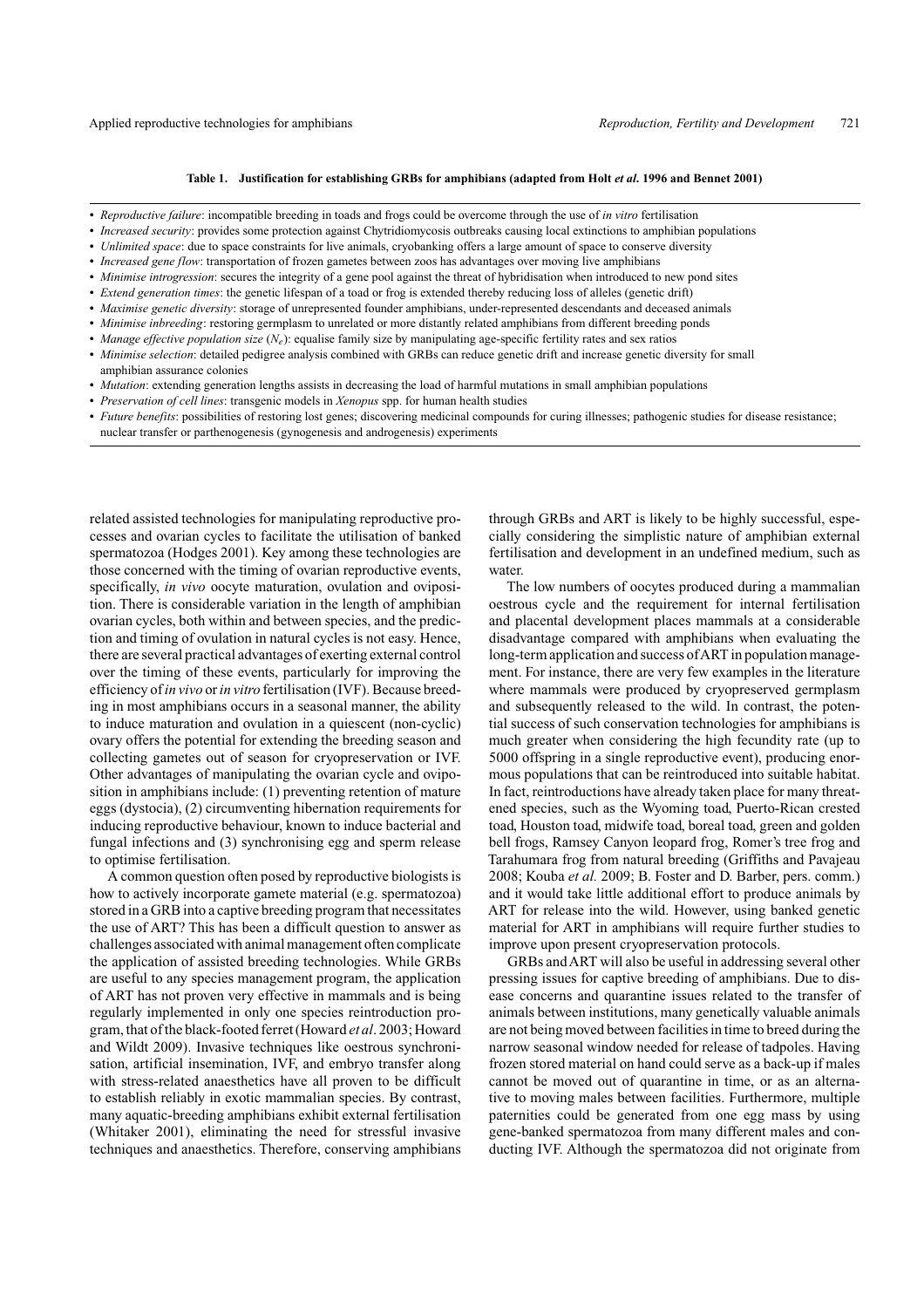**Table 1. Justification for establishing GRBs for amphibians (adapted from Holt *et al.* 1996 and Bennet 2001)**

- *Reproductive failure*: incompatible breeding in toads and frogs could be overcome through the use of *in vitro* fertilisation
- *Increased security*: provides some protection against Chytridiomycosis outbreaks causing local extinctions to amphibian populations
- *Unlimited space*: due to space constraints for live animals, cryobanking offers a large amount of space to conserve diversity
- *Increased gene flow*: transportation of frozen gametes between zoos has advantages over moving live amphibians
- *Minimise introgression*: secures the integrity of a gene pool against the threat of hybridisation when introduced to new pond sites
- *Extend generation times*: the genetic lifespan of a toad or frog is extended thereby reducing loss of alleles (genetic drift)
- *Maximise genetic diversity*: storage of unrepresented founder amphibians, under-represented descendants and deceased animals
- *Minimise inbreeding*: restoring germplasm to unrelated or more distantly related amphibians from different breeding ponds
- *Manage effective population size* ($N_e$): equalise family size by manipulating age-specific fertility rates and sex ratios
- *Minimise selection*: detailed pedigree analysis combined with GRBs can reduce genetic drift and increase genetic diversity for small amphibian assurance colonies
- *Mutation*: extending generation lengths assists in decreasing the load of harmful mutations in small amphibian populations
- *Preservation of cell lines*: transgenic models in *Xenopus* spp. for human health studies
- *Future benefits*: possibilities of restoring lost genes; discovering medicinal compounds for curing illnesses; pathogenic studies for disease resistance; nuclear transfer or parthenogenesis (gynogenesis and androgenesis) experiments

related assisted technologies for manipulating reproductive processes and ovarian cycles to facilitate the utilisation of banked spermatozoa (Hodges 2001). Key among these technologies are those concerned with the timing of ovarian reproductive events, specifically, *in vivo* oocyte maturation, ovulation and oviposition. There is considerable variation in the length of amphibian ovarian cycles, both within and between species, and the prediction and timing of ovulation in natural cycles is not easy. Hence, there are several practical advantages of exerting external control over the timing of these events, particularly for improving the efficiency of *in vivo* or *in vitro* fertilisation (IVF). Because breeding in most amphibians occurs in a seasonal manner, the ability to induce maturation and ovulation in a quiescent (non-cyclic) ovary offers the potential for extending the breeding season and collecting gametes out of season for cryopreservation or IVF. Other advantages of manipulating the ovarian cycle and oviposition in amphibians include: (1) preventing retention of mature eggs (dystocia), (2) circumventing hibernation requirements for inducing reproductive behaviour, known to induce bacterial and fungal infections and (3) synchronising egg and sperm release to optimise fertilisation.

A common question often posed by reproductive biologists is how to actively incorporate gamete material (e.g. spermatozoa) stored in a GRB into a captive breeding program that necessitates the use of ART? This has been a difficult question to answer as challenges associated with animal management often complicate the application of assisted breeding technologies. While GRBs are useful to any species management program, the application of ART has not proven very effective in mammals and is being regularly implemented in only one species reintroduction program, that of the black-footed ferret (Howard *et al*. 2003; Howard and Wildt 2009). Invasive techniques like oestrous synchronisation, artificial insemination, IVF, and embryo transfer along with stress-related anaesthetics have all proven to be difficult to establish reliably in exotic mammalian species. By contrast, many aquatic-breeding amphibians exhibit external fertilisation (Whitaker 2001), eliminating the need for stressful invasive techniques and anaesthetics. Therefore, conserving amphibians through GRBs and ART is likely to be highly successful, especially considering the simplistic nature of amphibian external fertilisation and development in an undefined medium, such as water.

The low numbers of oocytes produced during a mammalian oestrous cycle and the requirement for internal fertilisation and placental development places mammals at a considerable disadvantage compared with amphibians when evaluating the long-term application and success of ART in population management. For instance, there are very few examples in the literature where mammals were produced by cryopreserved germplasm and subsequently released to the wild. In contrast, the potential success of such conservation technologies for amphibians is much greater when considering the high fecundity rate (up to 5000 offspring in a single reproductive event), producing enormous populations that can be reintroduced into suitable habitat. In fact, reintroductions have already taken place for many threatened species, such as the Wyoming toad, Puerto-Rican crested toad, Houston toad, midwife toad, boreal toad, green and golden bell frogs, Ramsey Canyon leopard frog, Romer's tree frog and Tarahumara frog from natural breeding (Griffiths and Pavajeau 2008; Kouba *et al.* 2009; B. Foster and D. Barber, pers. comm.) and it would take little additional effort to produce animals by ART for release into the wild. However, using banked genetic material for ART in amphibians will require further studies to improve upon present cryopreservation protocols.

GRBs and ART will also be useful in addressing several other pressing issues for captive breeding of amphibians. Due to disease concerns and quarantine issues related to the transfer of animals between institutions, many genetically valuable animals are not being moved between facilities in time to breed during the narrow seasonal window needed for release of tadpoles. Having frozen stored material on hand could serve as a back-up if males cannot be moved out of quarantine in time, or as an alternative to moving males between facilities. Furthermore, multiple paternities could be generated from one egg mass by using gene-banked spermatozoa from many different males and conducting IVF. Although the spermatozoa did not originate from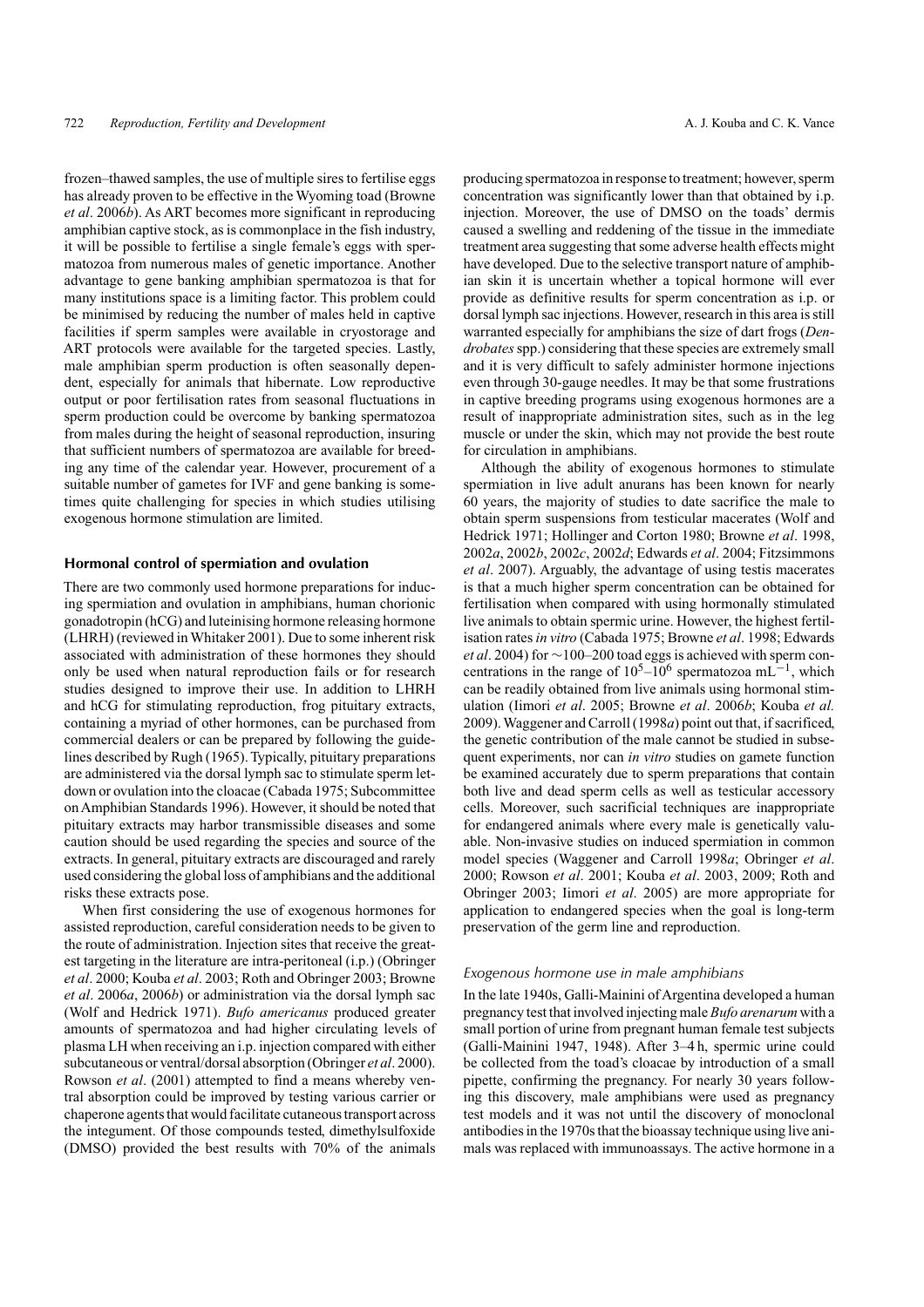frozen–thawed samples, the use of multiple sires to fertilise eggs has already proven to be effective in the Wyoming toad (Browne *et al*. 2006*b*). As ART becomes more significant in reproducing amphibian captive stock, as is commonplace in the fish industry, it will be possible to fertilise a single female's eggs with spermatozoa from numerous males of genetic importance. Another advantage to gene banking amphibian spermatozoa is that for many institutions space is a limiting factor. This problem could be minimised by reducing the number of males held in captive facilities if sperm samples were available in cryostorage and ART protocols were available for the targeted species. Lastly, male amphibian sperm production is often seasonally dependent, especially for animals that hibernate. Low reproductive output or poor fertilisation rates from seasonal fluctuations in sperm production could be overcome by banking spermatozoa from males during the height of seasonal reproduction, insuring that sufficient numbers of spermatozoa are available for breeding any time of the calendar year. However, procurement of a suitable number of gametes for IVF and gene banking is sometimes quite challenging for species in which studies utilising exogenous hormone stimulation are limited.

## Hormonal control of spermiation and ovulation

There are two commonly used hormone preparations for inducing spermiation and ovulation in amphibians, human chorionic gonadotropin (hCG) and luteinising hormone releasing hormone (LHRH) (reviewed in Whitaker 2001). Due to some inherent risk associated with administration of these hormones they should only be used when natural reproduction fails or for research studies designed to improve their use. In addition to LHRH and hCG for stimulating reproduction, frog pituitary extracts, containing a myriad of other hormones, can be purchased from commercial dealers or can be prepared by following the guidelines described by Rugh (1965). Typically, pituitary preparations are administered via the dorsal lymph sac to stimulate sperm letdown or ovulation into the cloacae (Cabada 1975; Subcommittee on Amphibian Standards 1996). However, it should be noted that pituitary extracts may harbor transmissible diseases and some caution should be used regarding the species and source of the extracts. In general, pituitary extracts are discouraged and rarely used considering the global loss of amphibians and the additional risks these extracts pose.

When first considering the use of exogenous hormones for assisted reproduction, careful consideration needs to be given to the route of administration. Injection sites that receive the greatest targeting in the literature are intra-peritoneal (i.p.) (Obringer *et al*. 2000; Kouba *et al*. 2003; Roth and Obringer 2003; Browne *et al*. 2006*a*, 2006*b*) or administration via the dorsal lymph sac (Wolf and Hedrick 1971). *Bufo americanus* produced greater amounts of spermatozoa and had higher circulating levels of plasma LH when receiving an i.p. injection compared with either subcutaneous or ventral/dorsal absorption (Obringer *et al*. 2000). Rowson *et al*. (2001) attempted to find a means whereby ventral absorption could be improved by testing various carrier or chaperone agents that would facilitate cutaneous transport across the integument. Of those compounds tested, dimethylsulfoxide (DMSO) provided the best results with 70% of the animals producing spermatozoa in response to treatment; however, sperm concentration was significantly lower than that obtained by i.p. injection. Moreover, the use of DMSO on the toads' dermis caused a swelling and reddening of the tissue in the immediate treatment area suggesting that some adverse health effects might have developed. Due to the selective transport nature of amphibian skin it is uncertain whether a topical hormone will ever provide as definitive results for sperm concentration as i.p. or dorsal lymph sac injections. However, research in this area is still warranted especially for amphibians the size of dart frogs (*Dendrobates* spp.) considering that these species are extremely small and it is very difficult to safely administer hormone injections even through 30-gauge needles. It may be that some frustrations in captive breeding programs using exogenous hormones are a result of inappropriate administration sites, such as in the leg muscle or under the skin, which may not provide the best route for circulation in amphibians.

Although the ability of exogenous hormones to stimulate spermiation in live adult anurans has been known for nearly 60 years, the majority of studies to date sacrifice the male to obtain sperm suspensions from testicular macerates (Wolf and Hedrick 1971; Hollinger and Corton 1980; Browne *et al*. 1998, 2002*a*, 2002*b*, 2002*c*, 2002*d*; Edwards *et al*. 2004; Fitzsimmons *et al*. 2007). Arguably, the advantage of using testis macerates is that a much higher sperm concentration can be obtained for fertilisation when compared with using hormonally stimulated live animals to obtain spermic urine. However, the highest fertilisation rates *in vitro* (Cabada 1975; Browne *et al*. 1998; Edwards *et al*. 2004) for ~100–200 toad eggs is achieved with sperm concentrations in the range of $10^5$–$10^6$ spermatozoa $mL^{-1}$, which can be readily obtained from live animals using hormonal stimulation (Iimori *et al*. 2005; Browne *et al*. 2006*b*; Kouba *et al.* 2009). Waggener and Carroll (1998*a*) point out that, if sacrificed, the genetic contribution of the male cannot be studied in subsequent experiments, nor can *in vitro* studies on gamete function be examined accurately due to sperm preparations that contain both live and dead sperm cells as well as testicular accessory cells. Moreover, such sacrificial techniques are inappropriate for endangered animals where every male is genetically valuable. Non-invasive studies on induced spermiation in common model species (Waggener and Carroll 1998*a*; Obringer *et al*. 2000; Rowson *et al*. 2001; Kouba *et al*. 2003, 2009; Roth and Obringer 2003; Iimori *et al*. 2005) are more appropriate for application to endangered species when the goal is long-term preservation of the germ line and reproduction.

### *Exogenous hormone use in male amphibians*

In the late 1940s, Galli-Mainini of Argentina developed a human pregnancy test that involved injecting male *Bufo arenarum* with a small portion of urine from pregnant human female test subjects (Galli-Mainini 1947, 1948). After 3–4 h, spermic urine could be collected from the toad's cloacae by introduction of a small pipette, confirming the pregnancy. For nearly 30 years following this discovery, male amphibians were used as pregnancy test models and it was not until the discovery of monoclonal antibodies in the 1970s that the bioassay technique using live animals was replaced with immunoassays. The active hormone in a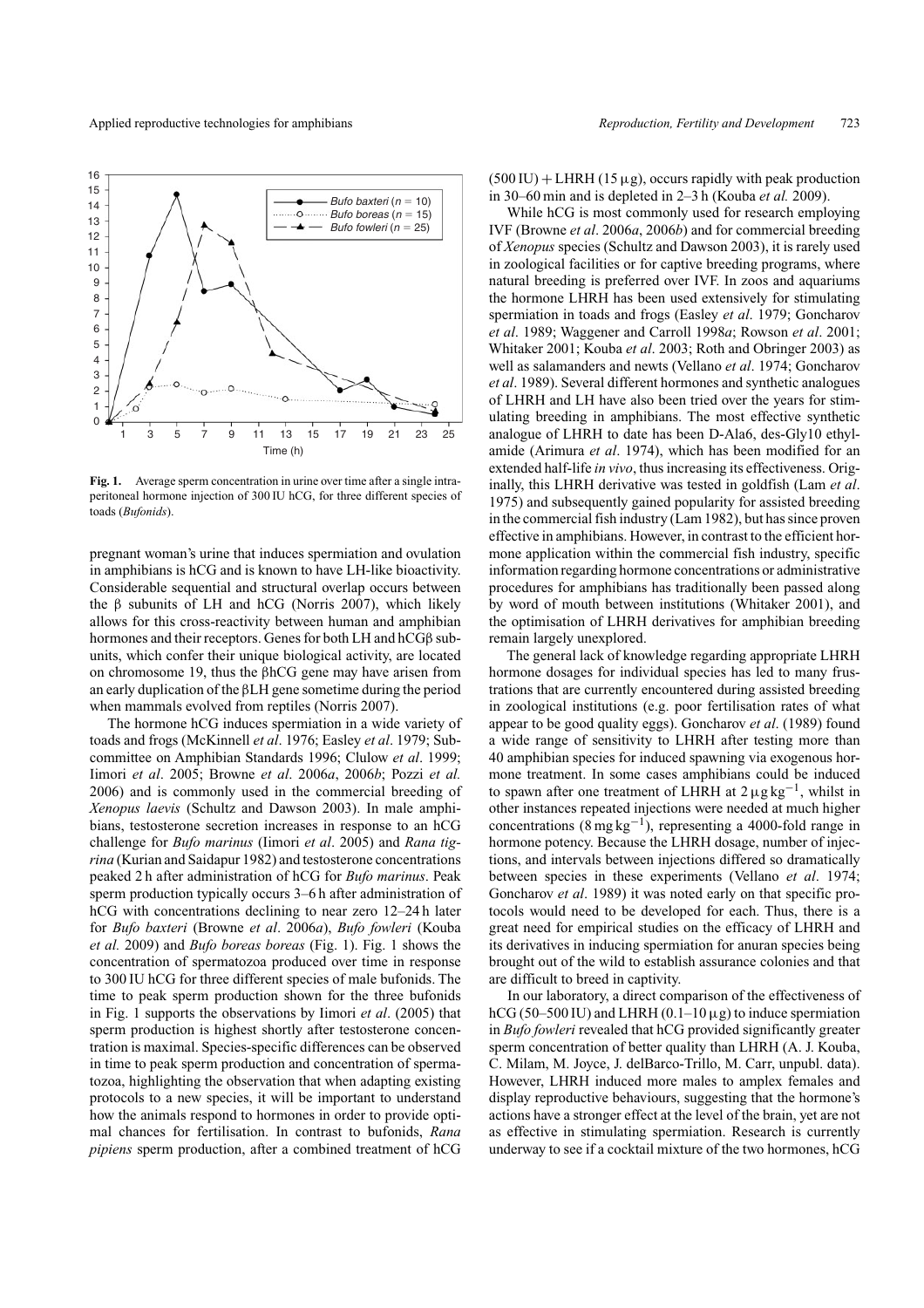**Fig. 1.** Average sperm concentration in urine over time after a single intraperitoneal hormone injection of 300 IU hCG, for three different species of toads (*Bufonids*).

pregnant woman's urine that induces spermiation and ovulation in amphibians is hCG and is known to have LH-like bioactivity. Considerable sequential and structural overlap occurs between the β subunits of LH and hCG (Norris 2007), which likely allows for this cross-reactivity between human and amphibian hormones and their receptors. Genes for both LH and hCGβ subunits, which confer their unique biological activity, are located on chromosome 19, thus the βhCG gene may have arisen from an early duplication of the βLH gene sometime during the period when mammals evolved from reptiles (Norris 2007).

The hormone hCG induces spermiation in a wide variety of toads and frogs (McKinnell *et al*. 1976; Easley *et al*. 1979; Subcommittee on Amphibian Standards 1996; Clulow *et al*. 1999; Iimori *et al*. 2005; Browne *et al*. 2006*a*, 2006*b*; Pozzi *et al.* 2006) and is commonly used in the commercial breeding of *Xenopus laevis* (Schultz and Dawson 2003). In male amphibians, testosterone secretion increases in response to an hCG challenge for *Bufo marinus* (Iimori *et al*. 2005) and *Rana tigrina* (Kurian and Saidapur 1982) and testosterone concentrations peaked 2 h after administration of hCG for *Bufo marinus*. Peak sperm production typically occurs 3–6 h after administration of hCG with concentrations declining to near zero 12–24 h later for *Bufo baxteri* (Browne *et al*. 2006*a*), *Bufo fowleri* (Kouba *et al.* 2009) and *Bufo boreas boreas* (Fig. 1). Fig. 1 shows the concentration of spermatozoa produced over time in response to 300 IU hCG for three different species of male bufonids. The time to peak sperm production shown for the three bufonids in Fig. 1 supports the observations by Iimori *et al*. (2005) that sperm production is highest shortly after testosterone concentration is maximal. Species-specific differences can be observed in time to peak sperm production and concentration of spermatozoa, highlighting the observation that when adapting existing protocols to a new species, it will be important to understand how the animals respond to hormones in order to provide optimal chances for fertilisation. In contrast to bufonids, *Rana pipiens* sperm production, after a combined treatment of hCG (500 IU) + LHRH (15 μg), occurs rapidly with peak production in 30–60 min and is depleted in 2–3 h (Kouba *et al.* 2009).

While hCG is most commonly used for research employing IVF (Browne *et al*. 2006*a*, 2006*b*) and for commercial breeding of *Xenopus* species (Schultz and Dawson 2003), it is rarely used in zoological facilities or for captive breeding programs, where natural breeding is preferred over IVF. In zoos and aquariums the hormone LHRH has been used extensively for stimulating spermiation in toads and frogs (Easley *et al*. 1979; Goncharov *et al*. 1989; Waggener and Carroll 1998*a*; Rowson *et al*. 2001; Whitaker 2001; Kouba *et al*. 2003; Roth and Obringer 2003) as well as salamanders and newts (Vellano *et al*. 1974; Goncharov *et al*. 1989). Several different hormones and synthetic analogues of LHRH and LH have also been tried over the years for stimulating breeding in amphibians. The most effective synthetic analogue of LHRH to date has been D-Ala6, des-Gly10 ethylamide (Arimura *et al*. 1974), which has been modified for an extended half-life *in vivo*, thus increasing its effectiveness. Originally, this LHRH derivative was tested in goldfish (Lam *et al*. 1975) and subsequently gained popularity for assisted breeding in the commercial fish industry (Lam 1982), but has since proven effective in amphibians. However, in contrast to the efficient hormone application within the commercial fish industry, specific information regarding hormone concentrations or administrative procedures for amphibians has traditionally been passed along by word of mouth between institutions (Whitaker 2001), and the optimisation of LHRH derivatives for amphibian breeding remain largely unexplored.

The general lack of knowledge regarding appropriate LHRH hormone dosages for individual species has led to many frustrations that are currently encountered during assisted breeding in zoological institutions (e.g. poor fertilisation rates of what appear to be good quality eggs). Goncharov *et al*. (1989) found a wide range of sensitivity to LHRH after testing more than 40 amphibian species for induced spawning via exogenous hormone treatment. In some cases amphibians could be induced to spawn after one treatment of LHRH at 2 μg kg$^{-1}$, whilst in other instances repeated injections were needed at much higher concentrations (8 mg kg$^{-1}$), representing a 4000-fold range in hormone potency. Because the LHRH dosage, number of injections, and intervals between injections differed so dramatically between species in these experiments (Vellano *et al*. 1974; Goncharov *et al*. 1989) it was noted early on that specific protocols would need to be developed for each. Thus, there is a great need for empirical studies on the efficacy of LHRH and its derivatives in inducing spermiation for anuran species being brought out of the wild to establish assurance colonies and that are difficult to breed in captivity.

In our laboratory, a direct comparison of the effectiveness of hCG (50–500 IU) and LHRH (0.1–10 μg) to induce spermiation in *Bufo fowleri* revealed that hCG provided significantly greater sperm concentration of better quality than LHRH (A. J. Kouba, C. Milam, M. Joyce, J. delBarco-Trillo, M. Carr, unpubl. data). However, LHRH induced more males to amplex females and display reproductive behaviours, suggesting that the hormone's actions have a stronger effect at the level of the brain, yet are not as effective in stimulating spermiation. Research is currently underway to see if a cocktail mixture of the two hormones, hCG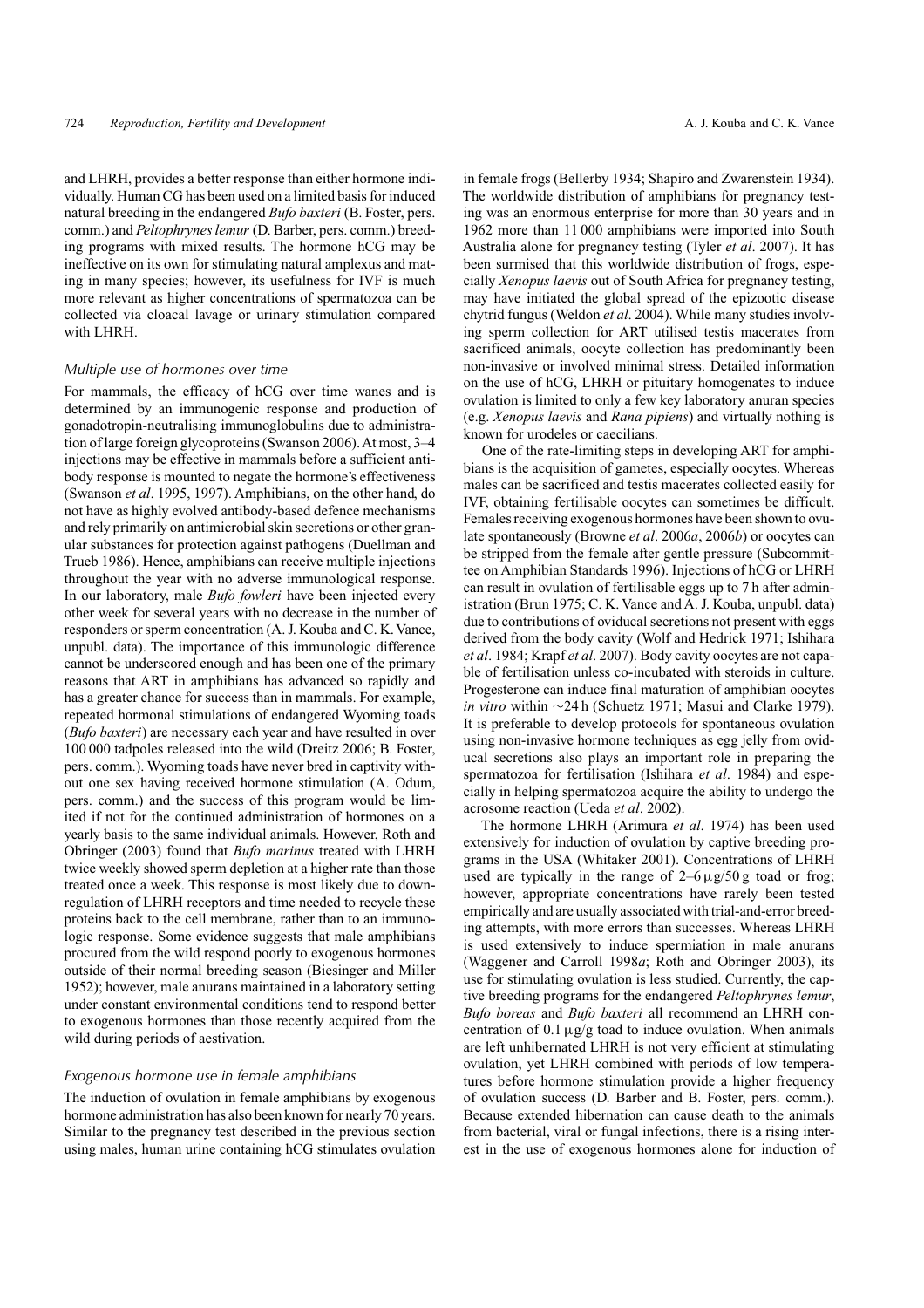and LHRH, provides a better response than either hormone individually. Human CG has been used on a limited basis for induced natural breeding in the endangered *Bufo baxteri* (B. Foster, pers. comm.) and *Peltophrynes lemur* (D. Barber, pers. comm.) breeding programs with mixed results. The hormone hCG may be ineffective on its own for stimulating natural amplexus and mating in many species; however, its usefulness for IVF is much more relevant as higher concentrations of spermatozoa can be collected via cloacal lavage or urinary stimulation compared with LHRH.

### *Multiple use of hormones over time*

For mammals, the efficacy of hCG over time wanes and is determined by an immunogenic response and production of gonadotropin-neutralising immunoglobulins due to administration of large foreign glycoproteins (Swanson 2006). At most, 3–4 injections may be effective in mammals before a sufficient antibody response is mounted to negate the hormone's effectiveness (Swanson *et al*. 1995, 1997). Amphibians, on the other hand, do not have as highly evolved antibody-based defence mechanisms and rely primarily on antimicrobial skin secretions or other granular substances for protection against pathogens (Duellman and Trueb 1986). Hence, amphibians can receive multiple injections throughout the year with no adverse immunological response. In our laboratory, male *Bufo fowleri* have been injected every other week for several years with no decrease in the number of responders or sperm concentration (A. J. Kouba and C. K. Vance, unpubl. data). The importance of this immunologic difference cannot be underscored enough and has been one of the primary reasons that ART in amphibians has advanced so rapidly and has a greater chance for success than in mammals. For example, repeated hormonal stimulations of endangered Wyoming toads (*Bufo baxteri*) are necessary each year and have resulted in over 100 000 tadpoles released into the wild (Dreitz 2006; B. Foster, pers. comm.). Wyoming toads have never bred in captivity without one sex having received hormone stimulation (A. Odum, pers. comm.) and the success of this program would be limited if not for the continued administration of hormones on a yearly basis to the same individual animals. However, Roth and Obringer (2003) found that *Bufo marinus* treated with LHRH twice weekly showed sperm depletion at a higher rate than those treated once a week. This response is most likely due to downregulation of LHRH receptors and time needed to recycle these proteins back to the cell membrane, rather than to an immunologic response. Some evidence suggests that male amphibians procured from the wild respond poorly to exogenous hormones outside of their normal breeding season (Biesinger and Miller 1952); however, male anurans maintained in a laboratory setting under constant environmental conditions tend to respond better to exogenous hormones than those recently acquired from the wild during periods of aestivation.

### *Exogenous hormone use in female amphibians*

The induction of ovulation in female amphibians by exogenous hormone administration has also been known for nearly 70 years. Similar to the pregnancy test described in the previous section using males, human urine containing hCG stimulates ovulation in female frogs (Bellerby 1934; Shapiro and Zwarenstein 1934). The worldwide distribution of amphibians for pregnancy testing was an enormous enterprise for more than 30 years and in 1962 more than 11 000 amphibians were imported into South Australia alone for pregnancy testing (Tyler *et al*. 2007). It has been surmised that this worldwide distribution of frogs, especially *Xenopus laevis* out of South Africa for pregnancy testing, may have initiated the global spread of the epizootic disease chytrid fungus (Weldon *et al*. 2004). While many studies involving sperm collection for ART utilised testis macerates from sacrificed animals, oocyte collection has predominantly been non-invasive or involved minimal stress. Detailed information on the use of hCG, LHRH or pituitary homogenates to induce ovulation is limited to only a few key laboratory anuran species (e.g. *Xenopus laevis* and *Rana pipiens*) and virtually nothing is known for urodeles or caecilians.

One of the rate-limiting steps in developing ART for amphibians is the acquisition of gametes, especially oocytes. Whereas males can be sacrificed and testis macerates collected easily for IVF, obtaining fertilisable oocytes can sometimes be difficult. Females receiving exogenous hormones have been shown to ovulate spontaneously (Browne *et al*. 2006*a*, 2006*b*) or oocytes can be stripped from the female after gentle pressure (Subcommittee on Amphibian Standards 1996). Injections of hCG or LHRH can result in ovulation of fertilisable eggs up to 7 h after administration (Brun 1975; C. K. Vance and A. J. Kouba, unpubl. data) due to contributions of oviducal secretions not present with eggs derived from the body cavity (Wolf and Hedrick 1971; Ishihara *et al*. 1984; Krapf *et al*. 2007). Body cavity oocytes are not capable of fertilisation unless co-incubated with steroids in culture. Progesterone can induce final maturation of amphibian oocytes *in vitro* within ~24 h (Schuetz 1971; Masui and Clarke 1979). It is preferable to develop protocols for spontaneous ovulation using non-invasive hormone techniques as egg jelly from oviducal secretions also plays an important role in preparing the spermatozoa for fertilisation (Ishihara *et al*. 1984) and especially in helping spermatozoa acquire the ability to undergo the acrosome reaction (Ueda *et al*. 2002).

The hormone LHRH (Arimura *et al*. 1974) has been used extensively for induction of ovulation by captive breeding programs in the USA (Whitaker 2001). Concentrations of LHRH used are typically in the range of 2–6 μg/50 g toad or frog; however, appropriate concentrations have rarely been tested empirically and are usually associated with trial-and-error breeding attempts, with more errors than successes. Whereas LHRH is used extensively to induce spermiation in male anurans (Waggener and Carroll 1998*a*; Roth and Obringer 2003), its use for stimulating ovulation is less studied. Currently, the captive breeding programs for the endangered *Peltophrynes lemur*, *Bufo boreas* and *Bufo baxteri* all recommend an LHRH concentration of 0.1 μg/g toad to induce ovulation. When animals are left unhibernated LHRH is not very efficient at stimulating ovulation, yet LHRH combined with periods of low temperatures before hormone stimulation provide a higher frequency of ovulation success (D. Barber and B. Foster, pers. comm.). Because extended hibernation can cause death to the animals from bacterial, viral or fungal infections, there is a rising interest in the use of exogenous hormones alone for induction of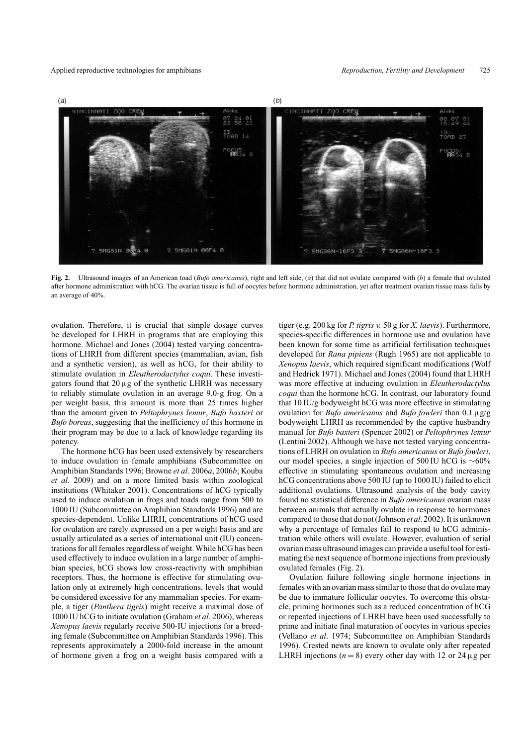**Fig. 2.** Ultrasound images of an American toad (*Bufo americanus*), right and left side, (*a*) that did not ovulate compared with (*b*) a female that ovulated after hormone administration with hCG. The ovarian tissue is full of oocytes before hormone administration, yet after treatment ovarian tissue mass falls by an average of 40%.

ovulation. Therefore, it is crucial that simple dosage curves be developed for LHRH in programs that are employing this hormone. Michael and Jones (2004) tested varying concentrations of LHRH from different species (mammalian, avian, fish and a synthetic version), as well as hCG, for their ability to stimulate ovulation in *Eleutherodactylus coqui*. These investigators found that 20 µg of the synthetic LHRH was necessary to reliably stimulate ovulation in an average 9.0-g frog. On a per weight basis, this amount is more than 25 times higher than the amount given to *Peltophrynes lemur*, *Bufo baxteri* or *Bufo boreas*, suggesting that the inefficiency of this hormone in their program may be due to a lack of knowledge regarding its potency.

The hormone hCG has been used extensively by researchers to induce ovulation in female amphibians (Subcommittee on Amphibian Standards 1996; Browne *et al*. 2006*a*, 2006*b*; Kouba *et al.* 2009) and on a more limited basis within zoological institutions (Whitaker 2001). Concentrations of hCG typically used to induce ovulation in frogs and toads range from 500 to 1000 IU (Subcommittee on Amphibian Standards 1996) and are species-dependent. Unlike LHRH, concentrations of hCG used for ovulation are rarely expressed on a per weight basis and are usually articulated as a series of international unit (IU) concentrations for all females regardless of weight. While hCG has been used effectively to induce ovulation in a large number of amphibian species, hCG shows low cross-reactivity with amphibian receptors. Thus, the hormone is effective for stimulating ovulation only at extremely high concentrations, levels that would be considered excessive for any mammalian species. For example, a tiger (*Panthera tigris*) might receive a maximal dose of 1000 IU hCG to initiate ovulation (Graham *et al.* 2006), whereas *Xenopus laevis* regularly receive 500-IU injections for a breeding female (Subcommittee on Amphibian Standards 1996). This represents approximately a 2000-fold increase in the amount of hormone given a frog on a weight basis compared with a tiger (e.g. 200 kg for *P. tigris v.* 50 g for *X. laevis*). Furthermore, species-specific differences in hormone use and ovulation have been known for some time as artificial fertilisation techniques developed for *Rana pipiens* (Rugh 1965) are not applicable to *Xenopus laevis*, which required significant modifications (Wolf and Hedrick 1971). Michael and Jones (2004) found that LHRH was more effective at inducing ovulation in *Eleutherodactylus coqui* than the hormone hCG. In contrast, our laboratory found that 10 IU/g bodyweight hCG was more effective in stimulating ovulation for *Bufo americanus* and *Bufo fowleri* than 0.1 µg/g bodyweight LHRH as recommended by the captive husbandry manual for *Bufo baxteri* (Spencer 2002) or *Peltophrynes lemur* (Lentini 2002). Although we have not tested varying concentrations of LHRH on ovulation in *Bufo americanus* or *Bufo fowleri*, our model species, a single injection of 500 IU hCG is ~60% effective in stimulating spontaneous ovulation and increasing hCG concentrations above 500 IU (up to 1000 IU) failed to elicit additional ovulations. Ultrasound analysis of the body cavity found no statistical difference in *Bufo americanus* ovarian mass between animals that actually ovulate in response to hormones compared to those that do not (Johnson *et al*. 2002). It is unknown why a percentage of females fail to respond to hCG administration while others will ovulate. However, evaluation of serial ovarian mass ultrasound images can provide a useful tool for estimating the next sequence of hormone injections from previously ovulated females (Fig. 2).

Ovulation failure following single hormone injections in females with an ovarian mass similar to those that do ovulate may be due to immature follicular oocytes. To overcome this obstacle, priming hormones such as a reduced concentration of hCG or repeated injections of LHRH have been used successfully to prime and initiate final maturation of oocytes in various species (Vellano *et al*. 1974; Subcommittee on Amphibian Standards 1996). Crested newts are known to ovulate only after repeated LHRH injections ($n = 8$) every other day with 12 or 24 µg per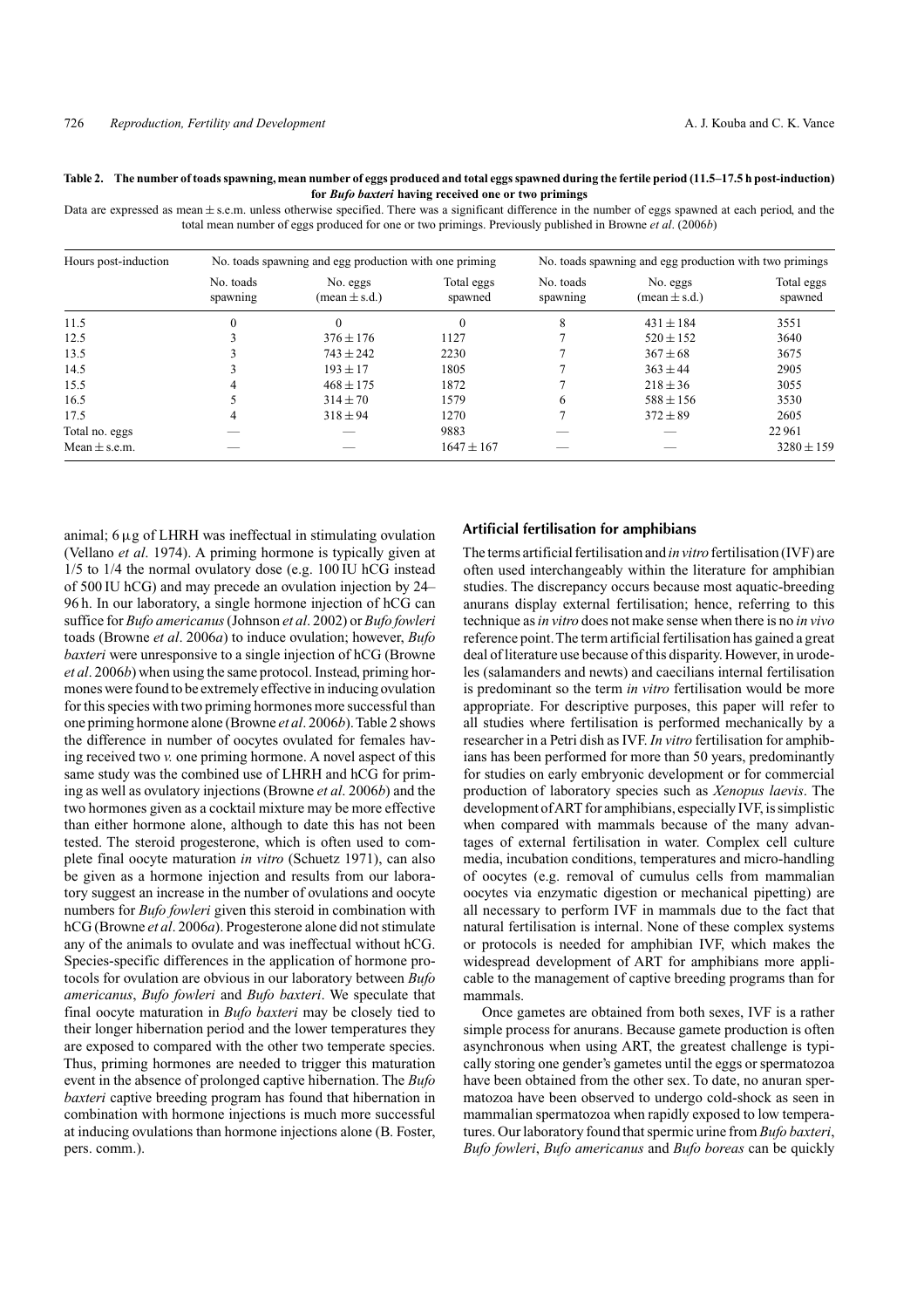**Table 2. The number of toads spawning, mean number of eggs produced and total eggs spawned during the fertile period (11.5–17.5 h post-induction) for *Bufo baxteri* having received one or two primings**

Data are expressed as mean ± s.e.m. unless otherwise specified. There was a significant difference in the number of eggs spawned at each period, and the total mean number of eggs produced for one or two primings. Previously published in Browne *et al*. (2006*b*)

| Hours post-induction | No. toads spawning and egg production with one priming | | | No. toads spawning and egg production with two primings | | |
|---|---|---|---|---|---|---|
| | No. toads spawning | No. eggs (mean ± s.d.) | Total eggs spawned | No. toads spawning | No. eggs (mean ± s.d.) | Total eggs spawned |
| 11.5 | 0 | 0 | 0 | 8 | 431 ± 184 | 3551 |
| 12.5 | 3 | 376 ± 176 | 1127 | 7 | 520 ± 152 | 3640 |
| 13.5 | 3 | 743 ± 242 | 2230 | 7 | 367 ± 68 | 3675 |
| 14.5 | 3 | 193 ± 17 | 1805 | 7 | 363 ± 44 | 2905 |
| 15.5 | 4 | 468 ± 175 | 1872 | 7 | 218 ± 36 | 3055 |
| 16.5 | 5 | 314 ± 70 | 1579 | 6 | 588 ± 156 | 3530 |
| 17.5 | 4 | 318 ± 94 | 1270 | 7 | 372 ± 89 | 2605 |
| Total no. eggs | — | — | 9883 | — | — | 22 961 |
| Mean ± s.e.m. | — | — | 1647 ± 167 | — | — | 3280 ± 159 |

animal; 6 μg of LHRH was ineffectual in stimulating ovulation (Vellano *et al*. 1974). A priming hormone is typically given at 1/5 to 1/4 the normal ovulatory dose (e.g. 100 IU hCG instead of 500 IU hCG) and may precede an ovulation injection by 24–96 h. In our laboratory, a single hormone injection of hCG can suffice for *Bufo americanus* (Johnson *et al*. 2002) or *Bufo fowleri* toads (Browne *et al*. 2006*a*) to induce ovulation; however, *Bufo baxteri* were unresponsive to a single injection of hCG (Browne *et al*. 2006*b*) when using the same protocol. Instead, priming hormones were found to be extremely effective in inducing ovulation for this species with two priming hormones more successful than one priming hormone alone (Browne *et al*. 2006*b*). Table 2 shows the difference in number of oocytes ovulated for females having received two *v.* one priming hormone. A novel aspect of this same study was the combined use of LHRH and hCG for priming as well as ovulatory injections (Browne *et al*. 2006*b*) and the two hormones given as a cocktail mixture may be more effective than either hormone alone, although to date this has not been tested. The steroid progesterone, which is often used to complete final oocyte maturation *in vitro* (Schuetz 1971), can also be given as a hormone injection and results from our laboratory suggest an increase in the number of ovulations and oocyte numbers for *Bufo fowleri* given this steroid in combination with hCG (Browne *et al*. 2006*a*). Progesterone alone did not stimulate any of the animals to ovulate and was ineffectual without hCG. Species-specific differences in the application of hormone protocols for ovulation are obvious in our laboratory between *Bufo americanus*, *Bufo fowleri* and *Bufo baxteri*. We speculate that final oocyte maturation in *Bufo baxteri* may be closely tied to their longer hibernation period and the lower temperatures they are exposed to compared with the other two temperate species. Thus, priming hormones are needed to trigger this maturation event in the absence of prolonged captive hibernation. The *Bufo baxteri* captive breeding program has found that hibernation in combination with hormone injections is much more successful at inducing ovulations than hormone injections alone (B. Foster, pers. comm.).

## Artificial fertilisation for amphibians

The terms artificial fertilisation and *in vitro* fertilisation (IVF) are often used interchangeably within the literature for amphibian studies. The discrepancy occurs because most aquatic-breeding anurans display external fertilisation; hence, referring to this technique as *in vitro* does not make sense when there is no *in vivo* reference point. The term artificial fertilisation has gained a great deal of literature use because of this disparity. However, in urodeles (salamanders and newts) and caecilians internal fertilisation is predominant so the term *in vitro* fertilisation would be more appropriate. For descriptive purposes, this paper will refer to all studies where fertilisation is performed mechanically by a researcher in a Petri dish as IVF. *In vitro* fertilisation for amphibians has been performed for more than 50 years, predominantly for studies on early embryonic development or for commercial production of laboratory species such as *Xenopus laevis*. The development of ART for amphibians, especially IVF, is simplistic when compared with mammals because of the many advantages of external fertilisation in water. Complex cell culture media, incubation conditions, temperatures and micro-handling of oocytes (e.g. removal of cumulus cells from mammalian oocytes via enzymatic digestion or mechanical pipetting) are all necessary to perform IVF in mammals due to the fact that natural fertilisation is internal. None of these complex systems or protocols is needed for amphibian IVF, which makes the widespread development of ART for amphibians more applicable to the management of captive breeding programs than for mammals.

Once gametes are obtained from both sexes, IVF is a rather simple process for anurans. Because gamete production is often asynchronous when using ART, the greatest challenge is typically storing one gender's gametes until the eggs or spermatozoa have been obtained from the other sex. To date, no anuran spermatozoa have been observed to undergo cold-shock as seen in mammalian spermatozoa when rapidly exposed to low temperatures. Our laboratory found that spermic urine from *Bufo baxteri*, *Bufo fowleri*, *Bufo americanus* and *Bufo boreas* can be quickly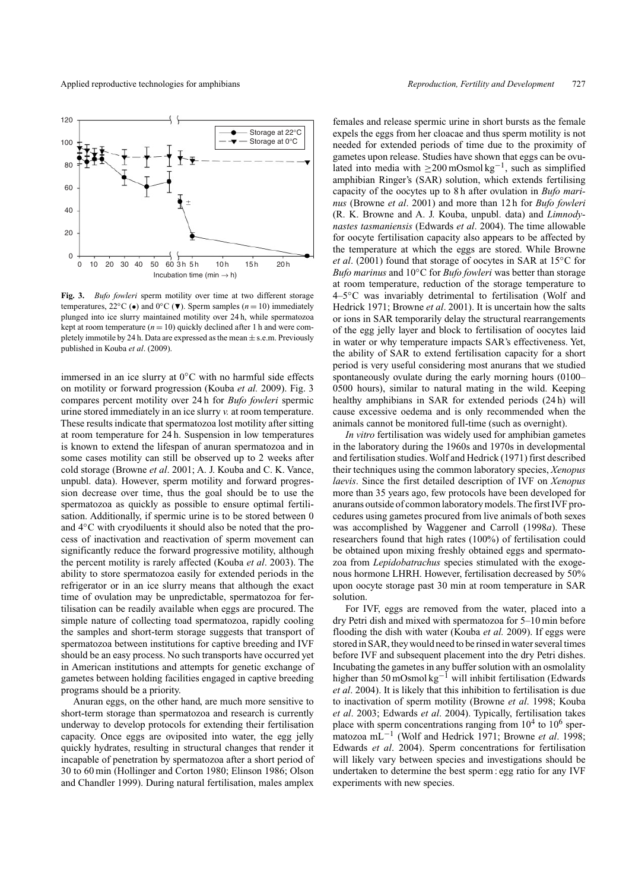**Fig. 3.** *Bufo fowleri* sperm motility over time at two different storage temperatures, 22°C (●) and 0°C (▼). Sperm samples ($n = 10$) immediately plunged into ice slurry maintained motility over 24 h, while spermatozoa kept at room temperature ($n = 10$) quickly declined after 1 h and were completely immotile by 24 h. Data are expressed as the mean ± s.e.m. Previously published in Kouba *et al*. (2009).

immersed in an ice slurry at 0°C with no harmful side effects on motility or forward progression (Kouba *et al.* 2009). Fig. 3 compares percent motility over 24 h for *Bufo fowleri* spermic urine stored immediately in an ice slurry *v.* at room temperature. These results indicate that spermatozoa lost motility after sitting at room temperature for 24 h. Suspension in low temperatures is known to extend the lifespan of anuran spermatozoa and in some cases motility can still be observed up to 2 weeks after cold storage (Browne *et al*. 2001; A. J. Kouba and C. K. Vance, unpubl. data). However, sperm motility and forward progression decrease over time, thus the goal should be to use the spermatozoa as quickly as possible to ensure optimal fertilisation. Additionally, if spermic urine is to be stored between 0 and 4°C with cryodiluents it should also be noted that the process of inactivation and reactivation of sperm movement can significantly reduce the forward progressive motility, although the percent motility is rarely affected (Kouba *et al*. 2003). The ability to store spermatozoa easily for extended periods in the refrigerator or in an ice slurry means that although the exact time of ovulation may be unpredictable, spermatozoa for fertilisation can be readily available when eggs are procured. The simple nature of collecting toad spermatozoa, rapidly cooling the samples and short-term storage suggests that transport of spermatozoa between institutions for captive breeding and IVF should be an easy process. No such transports have occurred yet in American institutions and attempts for genetic exchange of gametes between holding facilities engaged in captive breeding programs should be a priority.

Anuran eggs, on the other hand, are much more sensitive to short-term storage than spermatozoa and research is currently underway to develop protocols for extending their fertilisation capacity. Once eggs are oviposited into water, the egg jelly quickly hydrates, resulting in structural changes that render it incapable of penetration by spermatozoa after a short period of 30 to 60 min (Hollinger and Corton 1980; Elinson 1986; Olson and Chandler 1999). During natural fertilisation, males amplex females and release spermic urine in short bursts as the female expels the eggs from her cloacae and thus sperm motility is not needed for extended periods of time due to the proximity of gametes upon release. Studies have shown that eggs can be ovulated into media with $\geq$200 mOsmol kg$^{-1}$, such as simplified amphibian Ringer's (SAR) solution, which extends fertilising capacity of the oocytes up to 8 h after ovulation in *Bufo marinus* (Browne *et al*. 2001) and more than 12 h for *Bufo fowleri* (R. K. Browne and A. J. Kouba, unpubl. data) and *Limnodynastes tasmaniensis* (Edwards *et al*. 2004). The time allowable for oocyte fertilisation capacity also appears to be affected by the temperature at which the eggs are stored. While Browne *et al*. (2001) found that storage of oocytes in SAR at 15°C for *Bufo marinus* and 10°C for *Bufo fowleri* was better than storage at room temperature, reduction of the storage temperature to 4–5°C was invariably detrimental to fertilisation (Wolf and Hedrick 1971; Browne *et al*. 2001). It is uncertain how the salts or ions in SAR temporarily delay the structural rearrangements of the egg jelly layer and block to fertilisation of oocytes laid in water or why temperature impacts SAR's effectiveness. Yet, the ability of SAR to extend fertilisation capacity for a short period is very useful considering most anurans that we studied spontaneously ovulate during the early morning hours (0100–0500 hours), similar to natural mating in the wild. Keeping healthy amphibians in SAR for extended periods (24 h) will cause excessive oedema and is only recommended when the animals cannot be monitored full-time (such as overnight).

*In vitro* fertilisation was widely used for amphibian gametes in the laboratory during the 1960s and 1970s in developmental and fertilisation studies. Wolf and Hedrick (1971) first described their techniques using the common laboratory species, *Xenopus laevis*. Since the first detailed description of IVF on *Xenopus* more than 35 years ago, few protocols have been developed for anurans outside of common laboratory models. The first IVF procedures using gametes procured from live animals of both sexes was accomplished by Waggener and Carroll (1998*a*). These researchers found that high rates (100%) of fertilisation could be obtained upon mixing freshly obtained eggs and spermatozoa from *Lepidobatrachus* species stimulated with the exogenous hormone LHRH. However, fertilisation decreased by 50% upon oocyte storage past 30 min at room temperature in SAR solution.

For IVF, eggs are removed from the water, placed into a dry Petri dish and mixed with spermatozoa for 5–10 min before flooding the dish with water (Kouba *et al.* 2009). If eggs were stored in SAR, they would need to be rinsed in water several times before IVF and subsequent placement into the dry Petri dishes. Incubating the gametes in any buffer solution with an osmolality higher than 50 mOsmol kg$^{-1}$ will inhibit fertilisation (Edwards *et al*. 2004). It is likely that this inhibition to fertilisation is due to inactivation of sperm motility (Browne *et al*. 1998; Kouba *et al*. 2003; Edwards *et al*. 2004). Typically, fertilisation takes place with sperm concentrations ranging from $10^4$ to $10^6$ spermatozoa mL$^{-1}$ (Wolf and Hedrick 1971; Browne *et al*. 1998; Edwards *et al*. 2004). Sperm concentrations for fertilisation will likely vary between species and investigations should be undertaken to determine the best sperm : egg ratio for any IVF experiments with new species.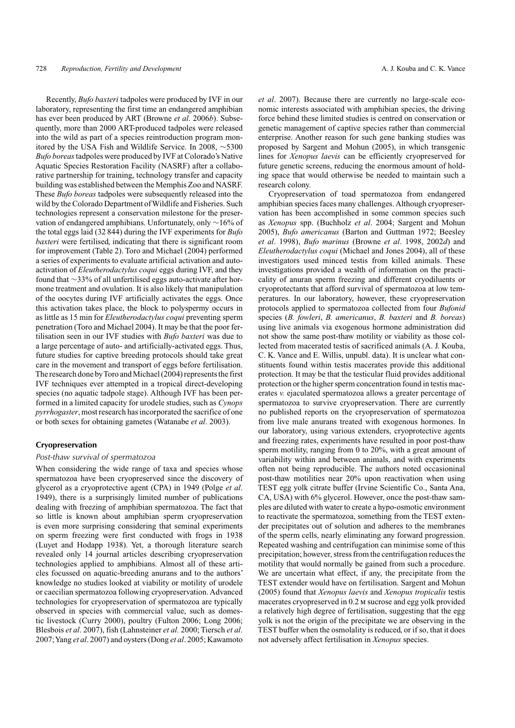Recently, *Bufo baxteri* tadpoles were produced by IVF in our laboratory, representing the first time an endangered amphibian has ever been produced by ART (Browne *et al*. 2006*b*). Subsequently, more than 2000 ART-produced tadpoles were released into the wild as part of a species reintroduction program monitored by the USA Fish and Wildlife Service. In 2008, ∼5300 *Bufo boreas* tadpoles were produced by IVF at Colorado's Native Aquatic Species Restoration Facility (NASRF) after a collaborative partnership for training, technology transfer and capacity building was established between the Memphis Zoo and NASRF. These *Bufo boreas* tadpoles were subsequently released into the wild by the Colorado Department of Wildlife and Fisheries. Such technologies represent a conservation milestone for the preservation of endangered amphibians. Unfortunately, only ∼16% of the total eggs laid (32 844) during the IVF experiments for *Bufo baxteri* were fertilised, indicating that there is significant room for improvement (Table 2). Toro and Michael (2004) performed a series of experiments to evaluate artificial activation and autoactivation of *Eleutherodactylus coqui* eggs during IVF, and they found that ∼33% of all unfertilised eggs auto-activate after hormone treatment and ovulation. It is also likely that manipulation of the oocytes during IVF artificially activates the eggs. Once this activation takes place, the block to polyspermy occurs in as little as 15 min for *Eleutherodactylus coqui* preventing sperm penetration (Toro and Michael 2004). It may be that the poor fertilisation seen in our IVF studies with *Bufo baxteri* was due to a large percentage of auto- and artificially-activated eggs. Thus, future studies for captive breeding protocols should take great care in the movement and transport of eggs before fertilisation. The research done by Toro and Michael (2004) represents the first IVF techniques ever attempted in a tropical direct-developing species (no aquatic tadpole stage). Although IVF has been performed in a limited capacity for urodele studies, such as *Cynops pyrrhogaster*, most research has incorporated the sacrifice of one or both sexes for obtaining gametes (Watanabe *et al*. 2003).

## Cryopreservation

### *Post-thaw survival of spermatozoa*

When considering the wide range of taxa and species whose spermatozoa have been cryopreserved since the discovery of glycerol as a cryoprotective agent (CPA) in 1949 (Polge *et al*. 1949), there is a surprisingly limited number of publications dealing with freezing of amphibian spermatozoa. The fact that so little is known about amphibian sperm cryopreservation is even more surprising considering that seminal experiments on sperm freezing were first conducted with frogs in 1938 (Luyet and Hodapp 1938). Yet, a thorough literature search revealed only 14 journal articles describing cryopreservation technologies applied to amphibians. Almost all of these articles focussed on aquatic-breeding anurans and to the authors' knowledge no studies looked at viability or motility of urodele or caecilian spermatozoa following cryopreservation. Advanced technologies for cryopreservation of spermatozoa are typically observed in species with commercial value, such as domestic livestock (Curry 2000), poultry (Fulton 2006; Long 2006; Blesbois *et al*. 2007), fish (Lahnsteiner *et al.* 2000; Tiersch *et al*. 2007; Yang *et al*. 2007) and oysters (Dong *et al*. 2005; Kawamoto *et al*. 2007). Because there are currently no large-scale economic interests associated with amphibian species, the driving force behind these limited studies is centred on conservation or genetic management of captive species rather than commercial enterprise. Another reason for such gene banking studies was proposed by Sargent and Mohun (2005), in which transgenic lines for *Xenopus laevis* can be efficiently cryopreserved for future genetic screens, reducing the enormous amount of holding space that would otherwise be needed to maintain such a research colony.

Cryopreservation of toad spermatozoa from endangered amphibian species faces many challenges. Although cryopreservation has been accomplished in some common species such as *Xenopus* spp. (Buchholz *et al*. 2004; Sargent and Mohun 2005), *Bufo americanus* (Barton and Guttman 1972; Beesley *et al*. 1998), *Bufo marinus* (Browne *et al*. 1998, 2002*d*) and *Eleutherodactylus coqui* (Michael and Jones 2004), all of these investigators used minced testis from killed animals. These investigations provided a wealth of information on the practicality of anuran sperm freezing and different cryodiluents or cryoprotectants that afford survival of spermatozoa at low temperatures. In our laboratory, however, these cryopreservation protocols applied to spermatozoa collected from four *Bufonid* species (*B. fowleri*, *B. americanus*, *B. baxteri* and *B. boreas*) using live animals via exogenous hormone administration did not show the same post-thaw motility or viability as those collected from macerated testis of sacrificed animals (A. J. Kouba, C. K. Vance and E. Willis, unpubl. data). It is unclear what constituents found within testis macerates provide this additional protection. It may be that the testicular fluid provides additional protection or the higher sperm concentration found in testis macerates *v.* ejaculated spermatozoa allows a greater percentage of spermatozoa to survive cryopreservation. There are currently no published reports on the cryopreservation of spermatozoa from live male anurans treated with exogenous hormones. In our laboratory, using various extenders, cryoprotective agents and freezing rates, experiments have resulted in poor post-thaw sperm motility, ranging from 0 to 20%, with a great amount of variability within and between animals, and with experiments often not being reproducible. The authors noted occasioninal post-thaw motilities near 20% upon reactivation when using TEST egg yolk citrate buffer (Irvine Scientific Co., Santa Ana, CA, USA) with 6% glycerol. However, once the post-thaw samples are diluted with water to create a hypo-osmotic environment to reactivate the spermatozoa, something from the TEST extender precipitates out of solution and adheres to the membranes of the sperm cells, nearly eliminating any forward progression. Repeated washing and centrifugation can minimise some of this precipitation; however, stress from the centrifugation reduces the motility that would normally be gained from such a procedure. We are uncertain what effect, if any, the precipitate from the TEST extender would have on fertilisation. Sargent and Mohun (2005) found that *Xenopus laevis* and *Xenopus tropicalis* testis macerates cryopreserved in 0.2 M sucrose and egg yolk provided a relatively high degree of fertilisation, suggesting that the egg yolk is not the origin of the precipitate we are observing in the TEST buffer when the osmolality is reduced, or if so, that it does not adversely affect fertilisation in *Xenopus* species.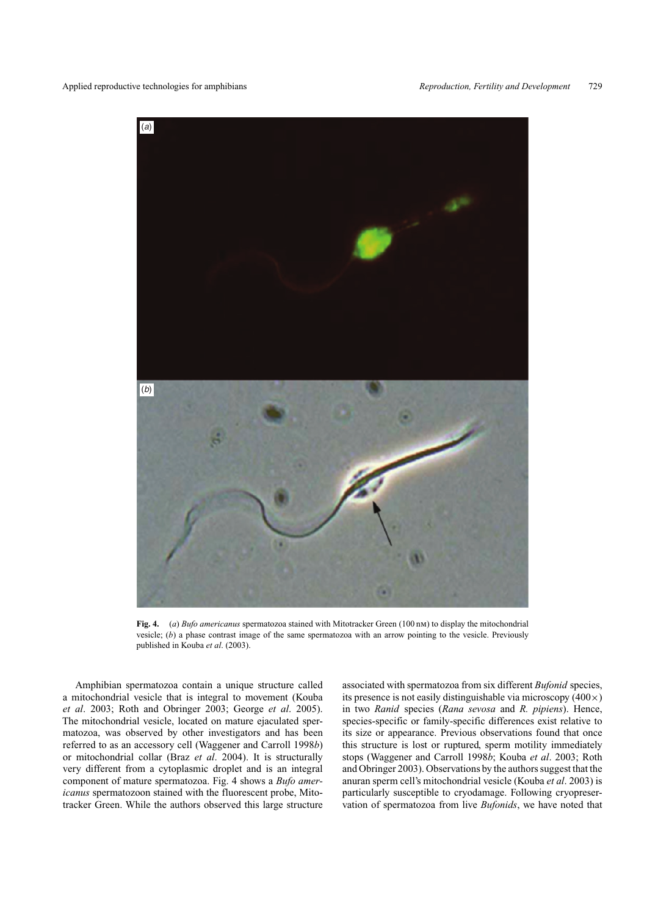**Fig. 4.** (*a*) *Bufo americanus* spermatozoa stained with Mitotracker Green (100 nM) to display the mitochondrial vesicle; (*b*) a phase contrast image of the same spermatozoa with an arrow pointing to the vesicle. Previously published in Kouba *et al*. (2003).

Amphibian spermatozoa contain a unique structure called a mitochondrial vesicle that is integral to movement (Kouba *et al*. 2003; Roth and Obringer 2003; George *et al*. 2005). The mitochondrial vesicle, located on mature ejaculated spermatozoa, was observed by other investigators and has been referred to as an accessory cell (Waggener and Carroll 1998*b*) or mitochondrial collar (Braz *et al*. 2004). It is structurally very different from a cytoplasmic droplet and is an integral component of mature spermatozoa. Fig. 4 shows a *Bufo americanus* spermatozoon stained with the fluorescent probe, Mitotracker Green. While the authors observed this large structure associated with spermatozoa from six different *Bufonid* species, its presence is not easily distinguishable via microscopy (400×) in two *Ranid* species (*Rana sevosa* and *R. pipiens*). Hence, species-specific or family-specific differences exist relative to its size or appearance. Previous observations found that once this structure is lost or ruptured, sperm motility immediately stops (Waggener and Carroll 1998*b*; Kouba *et al*. 2003; Roth and Obringer 2003). Observations by the authors suggest that the anuran sperm cell's mitochondrial vesicle (Kouba *et al*. 2003) is particularly susceptible to cryodamage. Following cryopreservation of spermatozoa from live *Bufonids*, we have noted that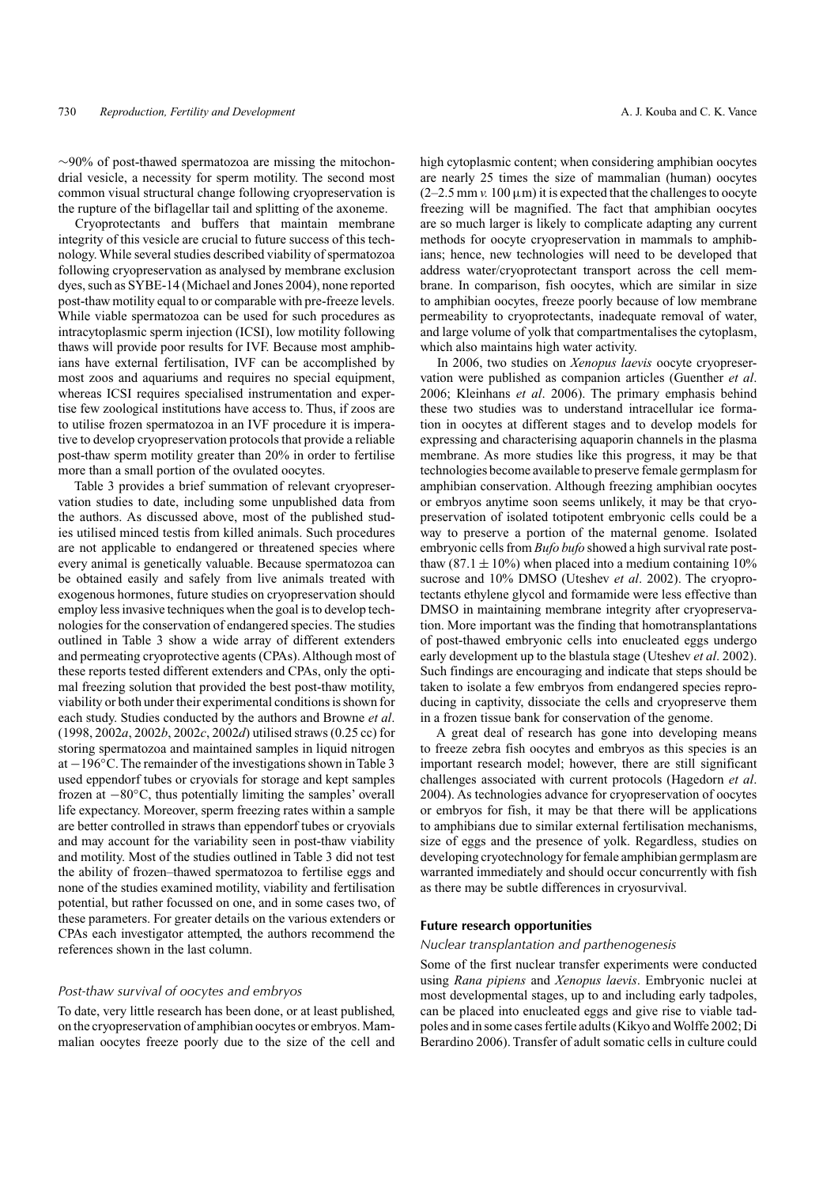~90% of post-thawed spermatozoa are missing the mitochondrial vesicle, a necessity for sperm motility. The second most common visual structural change following cryopreservation is the rupture of the biflagellar tail and splitting of the axoneme.

Cryoprotectants and buffers that maintain membrane integrity of this vesicle are crucial to future success of this technology. While several studies described viability of spermatozoa following cryopreservation as analysed by membrane exclusion dyes, such as SYBE-14 (Michael and Jones 2004), none reported post-thaw motility equal to or comparable with pre-freeze levels. While viable spermatozoa can be used for such procedures as intracytoplasmic sperm injection (ICSI), low motility following thaws will provide poor results for IVF. Because most amphibians have external fertilisation, IVF can be accomplished by most zoos and aquariums and requires no special equipment, whereas ICSI requires specialised instrumentation and expertise few zoological institutions have access to. Thus, if zoos are to utilise frozen spermatozoa in an IVF procedure it is imperative to develop cryopreservation protocols that provide a reliable post-thaw sperm motility greater than 20% in order to fertilise more than a small portion of the ovulated oocytes.

Table 3 provides a brief summation of relevant cryopreservation studies to date, including some unpublished data from the authors. As discussed above, most of the published studies utilised minced testis from killed animals. Such procedures are not applicable to endangered or threatened species where every animal is genetically valuable. Because spermatozoa can be obtained easily and safely from live animals treated with exogenous hormones, future studies on cryopreservation should employ less invasive techniques when the goal is to develop technologies for the conservation of endangered species. The studies outlined in Table 3 show a wide array of different extenders and permeating cryoprotective agents (CPAs). Although most of these reports tested different extenders and CPAs, only the optimal freezing solution that provided the best post-thaw motility, viability or both under their experimental conditions is shown for each study. Studies conducted by the authors and Browne *et al*. (1998, 2002*a*, 2002*b*, 2002*c*, 2002*d*) utilised straws (0.25 cc) for storing spermatozoa and maintained samples in liquid nitrogen at −196°C. The remainder of the investigations shown in Table 3 used eppendorf tubes or cryovials for storage and kept samples frozen at −80°C, thus potentially limiting the samples' overall life expectancy. Moreover, sperm freezing rates within a sample are better controlled in straws than eppendorf tubes or cryovials and may account for the variability seen in post-thaw viability and motility. Most of the studies outlined in Table 3 did not test the ability of frozen–thawed spermatozoa to fertilise eggs and none of the studies examined motility, viability and fertilisation potential, but rather focussed on one, and in some cases two, of these parameters. For greater details on the various extenders or CPAs each investigator attempted, the authors recommend the references shown in the last column.

### *Post-thaw survival of oocytes and embryos*

To date, very little research has been done, or at least published, on the cryopreservation of amphibian oocytes or embryos. Mammalian oocytes freeze poorly due to the size of the cell and high cytoplasmic content; when considering amphibian oocytes are nearly 25 times the size of mammalian (human) oocytes (2–2.5 mm *v.* 100 µm) it is expected that the challenges to oocyte freezing will be magnified. The fact that amphibian oocytes are so much larger is likely to complicate adapting any current methods for oocyte cryopreservation in mammals to amphibians; hence, new technologies will need to be developed that address water/cryoprotectant transport across the cell membrane. In comparison, fish oocytes, which are similar in size to amphibian oocytes, freeze poorly because of low membrane permeability to cryoprotectants, inadequate removal of water, and large volume of yolk that compartmentalises the cytoplasm, which also maintains high water activity.

In 2006, two studies on *Xenopus laevis* oocyte cryopreservation were published as companion articles (Guenther *et al*. 2006; Kleinhans *et al*. 2006). The primary emphasis behind these two studies was to understand intracellular ice formation in oocytes at different stages and to develop models for expressing and characterising aquaporin channels in the plasma membrane. As more studies like this progress, it may be that technologies become available to preserve female germplasm for amphibian conservation. Although freezing amphibian oocytes or embryos anytime soon seems unlikely, it may be that cryopreservation of isolated totipotent embryonic cells could be a way to preserve a portion of the maternal genome. Isolated embryonic cells from *Bufo bufo* showed a high survival rate post-thaw (87.1 ± 10%) when placed into a medium containing 10% sucrose and 10% DMSO (Uteshev *et al*. 2002). The cryoprotectants ethylene glycol and formamide were less effective than DMSO in maintaining membrane integrity after cryopreservation. More important was the finding that homotransplantations of post-thawed embryonic cells into enucleated eggs undergo early development up to the blastula stage (Uteshev *et al*. 2002). Such findings are encouraging and indicate that steps should be taken to isolate a few embryos from endangered species reproducing in captivity, dissociate the cells and cryopreserve them in a frozen tissue bank for conservation of the genome.

A great deal of research has gone into developing means to freeze zebra fish oocytes and embryos as this species is an important research model; however, there are still significant challenges associated with current protocols (Hagedorn *et al*. 2004). As technologies advance for cryopreservation of oocytes or embryos for fish, it may be that there will be applications to amphibians due to similar external fertilisation mechanisms, size of eggs and the presence of yolk. Regardless, studies on developing cryotechnology for female amphibian germplasm are warranted immediately and should occur concurrently with fish as there may be subtle differences in cryosurvival.

## Future research opportunities

### *Nuclear transplantation and parthenogenesis*

Some of the first nuclear transfer experiments were conducted using *Rana pipiens* and *Xenopus laevis*. Embryonic nuclei at most developmental stages, up to and including early tadpoles, can be placed into enucleated eggs and give rise to viable tadpoles and in some cases fertile adults (Kikyo and Wolffe 2002; Di Berardino 2006). Transfer of adult somatic cells in culture could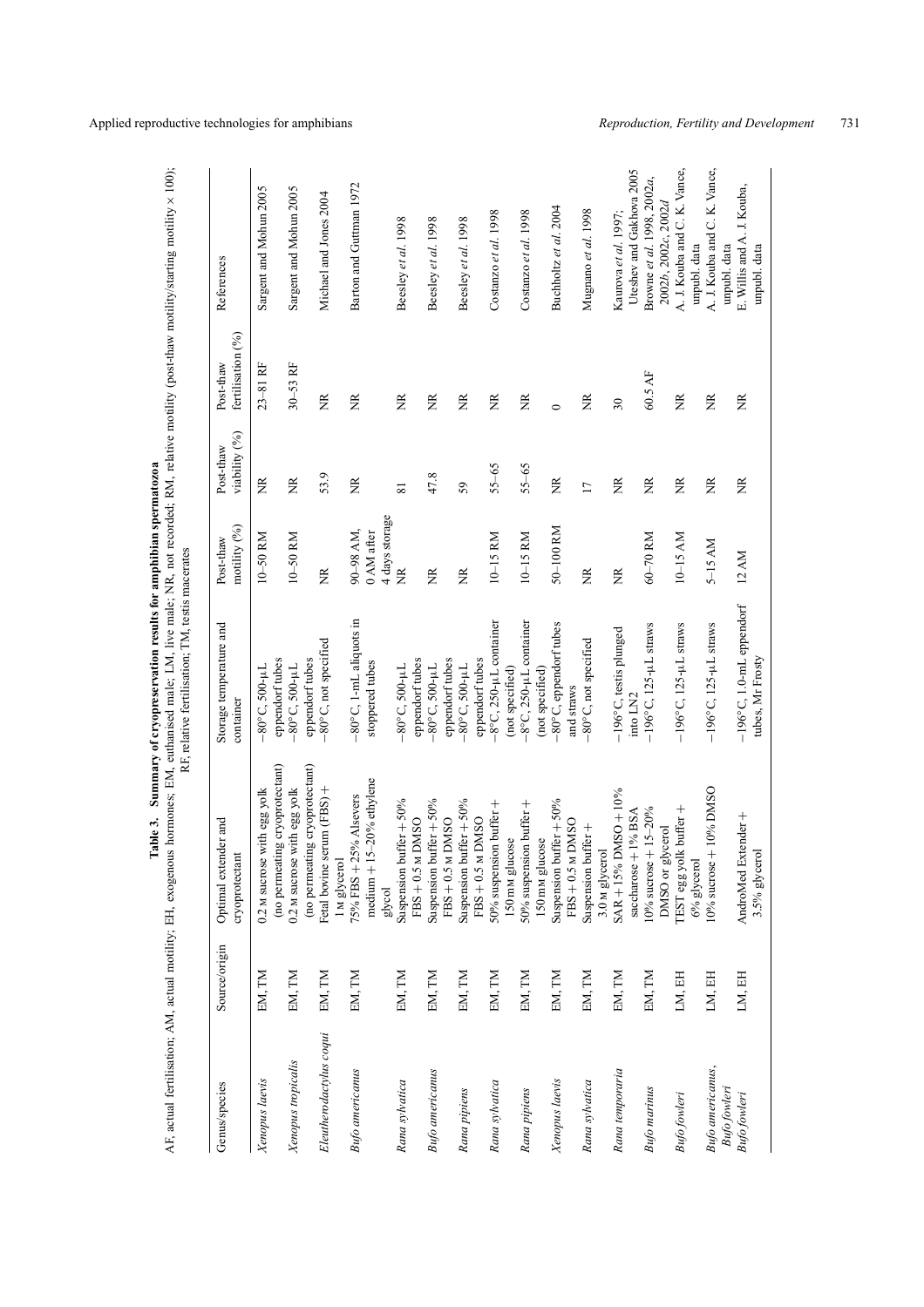**Table 3. Summary of cryopreservation results for amphibian spermatozoa**

AF, actual fertilisation; AM, actual motility; EH, exogenous hormones; EM, euthanised male; LM, live male; NR, not recorded; RM, relative motility (post-thaw motility/starting motility × 100); RF, relative fertilisation; TM, testis macerates

| Genus/species | Source/origin | Optimal extender and cryoprotectant | Storage temperature and container | Post-thaw motility (%) | Post-thaw viability (%) | Post-thaw fertilisation (%) | References |
|---|---|---|---|---|---|---|---|
| *Xenopus laevis* | EM, TM | 0.2 M sucrose with egg yolk (no permeating cryoprotectant) | −80°C, 500-μL eppendorf tubes | 10–50 RM | NR | 23–81 RF | Sargent and Mohun 2005 |
| *Xenopus tropicalis* | EM, TM | 0.2 M sucrose with egg yolk (no permeating cryoprotectant) | −80°C, 500-μL eppendorf tubes | 10–50 RM | NR | 30–53 RF | Sargent and Mohun 2005 |
| *Eleutherodactylus coqui* | EM, TM | Fetal bovine serum (FBS) + 1 M glycerol | −80°C, not specified | NR | 53.9 | NR | Michael and Jones 2004 |
| *Bufo americanus* | EM, TM | 75% FBS + 25% Alsevers medium + 15–20% ethylene glycol | −80°C, 1-mL aliquots in stoppered tubes | 90–98 AM, 0 AM after 4 days storage | NR | NR | Barton and Guttman 1972 |
| *Rana sylvatica* | EM, TM | Suspension buffer + 50% FBS + 0.5 M DMSO | −80°C, 500-μL eppendorf tubes | NR | 81 | NR | Beesley *et al.* 1998 |
| *Bufo americanus* | EM, TM | Suspension buffer + 50% FBS + 0.5 M DMSO | −80°C, 500-μL eppendorf tubes | NR | 47.8 | NR | Beesley *et al.* 1998 |
| *Rana pipiens* | EM, TM | Suspension buffer + 50% FBS + 0.5 M DMSO | −80°C, 500-μL eppendorf tubes | NR | 59 | NR | Beesley *et al.* 1998 |
| *Rana sylvatica* | EM, TM | 50% suspension buffer + 150 mM glucose | −8°C, 250-μL container (not specified) | 10–15 RM | 55–65 | NR | Costanzo *et al.* 1998 |
| *Rana pipiens* | EM, TM | 50% suspension buffer + 150 mM glucose | −8°C, 250-μL container (not specified) | 10–15 RM | 55–65 | NR | Costanzo *et al.* 1998 |
| *Xenopus laevis* | EM, TM | Suspension buffer + 50% FBS + 0.5 M DMSO | −80°C, eppendorf tubes and straws | 50–100 RM | NR | 0 | Buchholtz *et al.* 2004 |
| *Rana sylvatica* | EM, TM | Suspension buffer + 3.0 M glycerol | −80°C, not specified | NR | 17 | NR | Mugnano *et al.* 1998 |
| *Rana temporaria* | EM, TM | SAR + 15% DMSO + 10% saccharose + 1% BSA | −196°C, testis plunged into LN2 | NR | NR | 30 | Kaurova *et al.* 1997; Uteshev and Gakhova 2005 |
| *Bufo marinus* | EM, TM | 10% sucrose + 15–20% DMSO or glycerol | −196°C, 125-μL straws | 60–70 RM | NR | 60.5 AF | Browne *et al.* 1998, 2002*a*, 2002*b*, 2002*c*, 2002*d* |
| *Bufo fowleri* | LM, EH | TEST egg yolk buffer + 6% glycerol | −196°C, 125-μL straws | 10–15 AM | NR | NR | A. J. Kouba and C. K. Vance, unpubl. data |
| *Bufo americanus*, *Bufo fowleri* | LM, EH | 10% sucrose + 10% DMSO | −196°C, 125-μL straws | 5–15 AM | NR | NR | A. J. Kouba and C. K. Vance, unpubl. data |
| *Bufo fowleri* | LM, EH | AndroMed Extender + 3.5% glycerol | −196°C, 1.0-mL eppendorf tubes, Mr Frosty | 12 AM | NR | NR | E. Willis and A. J. Kouba, unpubl. data |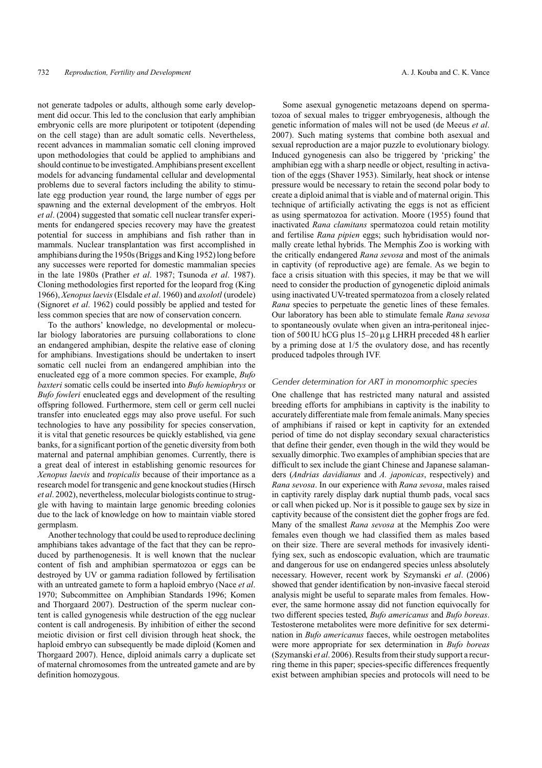not generate tadpoles or adults, although some early development did occur. This led to the conclusion that early amphibian embryonic cells are more pluripotent or totipotent (depending on the cell stage) than are adult somatic cells. Nevertheless, recent advances in mammalian somatic cell cloning improved upon methodologies that could be applied to amphibians and should continue to be investigated. Amphibians present excellent models for advancing fundamental cellular and developmental problems due to several factors including the ability to stimulate egg production year round, the large number of eggs per spawning and the external development of the embryos. Holt *et al*. (2004) suggested that somatic cell nuclear transfer experiments for endangered species recovery may have the greatest potential for success in amphibians and fish rather than in mammals. Nuclear transplantation was first accomplished in amphibians during the 1950s (Briggs and King 1952) long before any successes were reported for domestic mammalian species in the late 1980s (Prather *et al*. 1987; Tsunoda *et al*. 1987). Cloning methodologies first reported for the leopard frog (King 1966), *Xenopus laevis* (Elsdale *et al*. 1960) and *axolotl* (urodele) (Signoret *et al*. 1962) could possibly be applied and tested for less common species that are now of conservation concern.

To the authors' knowledge, no developmental or molecular biology laboratories are pursuing collaborations to clone an endangered amphibian, despite the relative ease of cloning for amphibians. Investigations should be undertaken to insert somatic cell nuclei from an endangered amphibian into the enucleated egg of a more common species. For example, *Bufo baxteri* somatic cells could be inserted into *Bufo hemiophrys* or *Bufo fowleri* enucleated eggs and development of the resulting offspring followed. Furthermore, stem cell or germ cell nuclei transfer into enucleated eggs may also prove useful. For such technologies to have any possibility for species conservation, it is vital that genetic resources be quickly established, via gene banks, for a significant portion of the genetic diversity from both maternal and paternal amphibian genomes. Currently, there is a great deal of interest in establishing genomic resources for *Xenopus laevis* and *tropicalis* because of their importance as a research model for transgenic and gene knockout studies (Hirsch *et al*. 2002), nevertheless, molecular biologists continue to struggle with having to maintain large genomic breeding colonies due to the lack of knowledge on how to maintain viable stored germplasm.

Another technology that could be used to reproduce declining amphibians takes advantage of the fact that they can be reproduced by parthenogenesis. It is well known that the nuclear content of fish and amphibian spermatozoa or eggs can be destroyed by UV or gamma radiation followed by fertilisation with an untreated gamete to form a haploid embryo (Nace *et al*. 1970; Subcommittee on Amphibian Standards 1996; Komen and Thorgaard 2007). Destruction of the sperm nuclear content is called gynogenesis while destruction of the egg nuclear content is call androgenesis. By inhibition of either the second meiotic division or first cell division through heat shock, the haploid embryo can subsequently be made diploid (Komen and Thorgaard 2007). Hence, diploid animals carry a duplicate set of maternal chromosomes from the untreated gamete and are by definition homozygous.

Some asexual gynogenetic metazoans depend on spermatozoa of sexual males to trigger embryogenesis, although the genetic information of males will not be used (de Meeus *et al*. 2007). Such mating systems that combine both asexual and sexual reproduction are a major puzzle to evolutionary biology. Induced gynogenesis can also be triggered by 'pricking' the amphibian egg with a sharp needle or object, resulting in activation of the eggs (Shaver 1953). Similarly, heat shock or intense pressure would be necessary to retain the second polar body to create a diploid animal that is viable and of maternal origin. This technique of artificially activating the eggs is not as efficient as using spermatozoa for activation. Moore (1955) found that inactivated *Rana clamitans* spermatozoa could retain motility and fertilise *Rana pipien* eggs; such hybridisation would normally create lethal hybrids. The Memphis Zoo is working with the critically endangered *Rana sevosa* and most of the animals in captivity (of reproductive age) are female. As we begin to face a crisis situation with this species, it may be that we will need to consider the production of gynogenetic diploid animals using inactivated UV-treated spermatozoa from a closely related *Rana* species to perpetuate the genetic lines of these females. Our laboratory has been able to stimulate female *Rana sevosa* to spontaneously ovulate when given an intra-peritoneal injection of 500 IU hCG plus 15–20 μg LHRH preceded 48 h earlier by a priming dose at 1/5 the ovulatory dose, and has recently produced tadpoles through IVF.

### Gender determination for ART in monomorphic species

One challenge that has restricted many natural and assisted breeding efforts for amphibians in captivity is the inability to accurately differentiate male from female animals. Many species of amphibians if raised or kept in captivity for an extended period of time do not display secondary sexual characteristics that define their gender, even though in the wild they would be sexually dimorphic. Two examples of amphibian species that are difficult to sex include the giant Chinese and Japanese salamanders (*Andrias davidianus* and *A. japonicas*, respectively) and *Rana sevosa*. In our experience with *Rana sevosa*, males raised in captivity rarely display dark nuptial thumb pads, vocal sacs or call when picked up. Nor is it possible to gauge sex by size in captivity because of the consistent diet the gopher frogs are fed. Many of the smallest *Rana sevosa* at the Memphis Zoo were females even though we had classified them as males based on their size. There are several methods for invasively identifying sex, such as endoscopic evaluation, which are traumatic and dangerous for use on endangered species unless absolutely necessary. However, recent work by Szymanski *et al*. (2006) showed that gender identification by non-invasive faecal steroid analysis might be useful to separate males from females. However, the same hormone assay did not function equivocally for two different species tested, *Bufo americanus* and *Bufo boreas*. Testosterone metabolites were more definitive for sex determination in *Bufo americanus* faeces, while oestrogen metabolites were more appropriate for sex determination in *Bufo boreas* (Szymanski *et al*. 2006). Results from their study support a recurring theme in this paper; species-specific differences frequently exist between amphibian species and protocols will need to be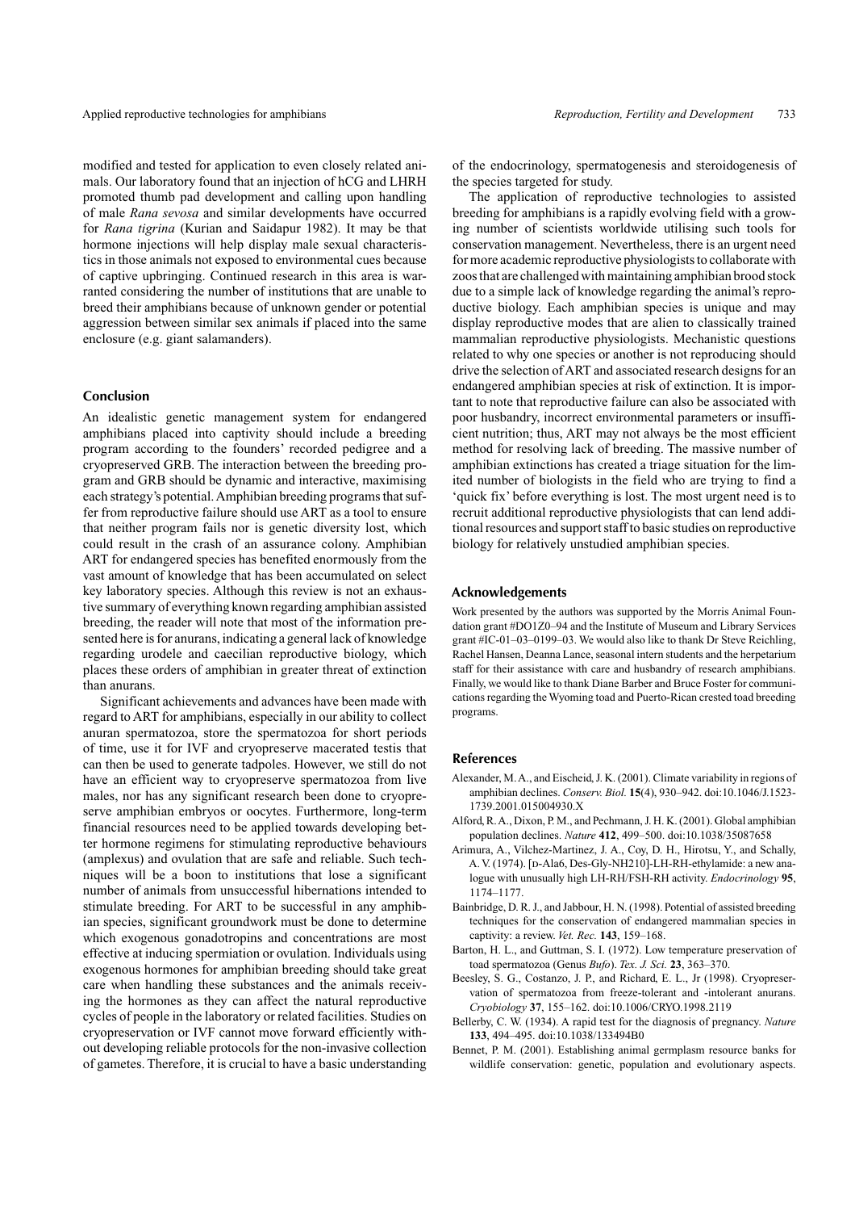modified and tested for application to even closely related animals. Our laboratory found that an injection of hCG and LHRH promoted thumb pad development and calling upon handling of male *Rana sevosa* and similar developments have occurred for *Rana tigrina* (Kurian and Saidapur 1982). It may be that hormone injections will help display male sexual characteristics in those animals not exposed to environmental cues because of captive upbringing. Continued research in this area is warranted considering the number of institutions that are unable to breed their amphibians because of unknown gender or potential aggression between similar sex animals if placed into the same enclosure (e.g. giant salamanders).

## Conclusion

An idealistic genetic management system for endangered amphibians placed into captivity should include a breeding program according to the founders' recorded pedigree and a cryopreserved GRB. The interaction between the breeding program and GRB should be dynamic and interactive, maximising each strategy's potential. Amphibian breeding programs that suffer from reproductive failure should use ART as a tool to ensure that neither program fails nor is genetic diversity lost, which could result in the crash of an assurance colony. Amphibian ART for endangered species has benefited enormously from the vast amount of knowledge that has been accumulated on select key laboratory species. Although this review is not an exhaustive summary of everything known regarding amphibian assisted breeding, the reader will note that most of the information presented here is for anurans, indicating a general lack of knowledge regarding urodele and caecilian reproductive biology, which places these orders of amphibian in greater threat of extinction than anurans.

Significant achievements and advances have been made with regard to ART for amphibians, especially in our ability to collect anuran spermatozoa, store the spermatozoa for short periods of time, use it for IVF and cryopreserve macerated testis that can then be used to generate tadpoles. However, we still do not have an efficient way to cryopreserve spermatozoa from live males, nor has any significant research been done to cryopreserve amphibian embryos or oocytes. Furthermore, long-term financial resources need to be applied towards developing better hormone regimens for stimulating reproductive behaviours (amplexus) and ovulation that are safe and reliable. Such techniques will be a boon to institutions that lose a significant number of animals from unsuccessful hibernations intended to stimulate breeding. For ART to be successful in any amphibian species, significant groundwork must be done to determine which exogenous gonadotropins and concentrations are most effective at inducing spermiation or ovulation. Individuals using exogenous hormones for amphibian breeding should take great care when handling these substances and the animals receiving the hormones as they can affect the natural reproductive cycles of people in the laboratory or related facilities. Studies on cryopreservation or IVF cannot move forward efficiently without developing reliable protocols for the non-invasive collection of gametes. Therefore, it is crucial to have a basic understanding of the endocrinology, spermatogenesis and steroidogenesis of the species targeted for study.

The application of reproductive technologies to assisted breeding for amphibians is a rapidly evolving field with a growing number of scientists worldwide utilising such tools for conservation management. Nevertheless, there is an urgent need for more academic reproductive physiologists to collaborate with zoos that are challenged with maintaining amphibian brood stock due to a simple lack of knowledge regarding the animal's reproductive biology. Each amphibian species is unique and may display reproductive modes that are alien to classically trained mammalian reproductive physiologists. Mechanistic questions related to why one species or another is not reproducing should drive the selection of ART and associated research designs for an endangered amphibian species at risk of extinction. It is important to note that reproductive failure can also be associated with poor husbandry, incorrect environmental parameters or insufficient nutrition; thus, ART may not always be the most efficient method for resolving lack of breeding. The massive number of amphibian extinctions has created a triage situation for the limited number of biologists in the field who are trying to find a 'quick fix' before everything is lost. The most urgent need is to recruit additional reproductive physiologists that can lend additional resources and support staff to basic studies on reproductive biology for relatively unstudied amphibian species.

## Acknowledgements

Work presented by the authors was supported by the Morris Animal Foundation grant #DO1Z0–94 and the Institute of Museum and Library Services grant #IC-01–03–0199–03. We would also like to thank Dr Steve Reichling, Rachel Hansen, Deanna Lance, seasonal intern students and the herpetarium staff for their assistance with care and husbandry of research amphibians. Finally, we would like to thank Diane Barber and Bruce Foster for communications regarding the Wyoming toad and Puerto-Rican crested toad breeding programs.

## References

Alexander, M. A., and Eischeid, J. K. (2001). Climate variability in regions of amphibian declines. *Conserv. Biol.* **15**(4), 930–942. doi:10.1046/J.1523-1739.2001.015004930.X

Alford, R. A., Dixon, P. M., and Pechmann, J. H. K. (2001). Global amphibian population declines. *Nature* **412**, 499–500. doi:10.1038/35087658

Arimura, A., Vilchez-Martinez, J. A., Coy, D. H., Hirotsu, Y., and Schally, A. V. (1974). [D-Ala6, Des-Gly-NH210]-LH-RH-ethylamide: a new analogue with unusually high LH-RH/FSH-RH activity. *Endocrinology* **95**, 1174–1177.

Bainbridge, D. R. J., and Jabbour, H. N. (1998). Potential of assisted breeding techniques for the conservation of endangered mammalian species in captivity: a review. *Vet. Rec.* **143**, 159–168.

Barton, H. L., and Guttman, S. I. (1972). Low temperature preservation of toad spermatozoa (Genus *Bufo*). *Tex. J. Sci.* **23**, 363–370.

Beesley, S. G., Costanzo, J. P., and Richard, E. L., Jr (1998). Cryopreservation of spermatozoa from freeze-tolerant and -intolerant anurans. *Cryobiology* **37**, 155–162. doi:10.1006/CRYO.1998.2119

Bellerby, C. W. (1934). A rapid test for the diagnosis of pregnancy. *Nature* **133**, 494–495. doi:10.1038/133494B0

Bennet, P. M. (2001). Establishing animal germplasm resource banks for wildlife conservation: genetic, population and evolutionary aspects.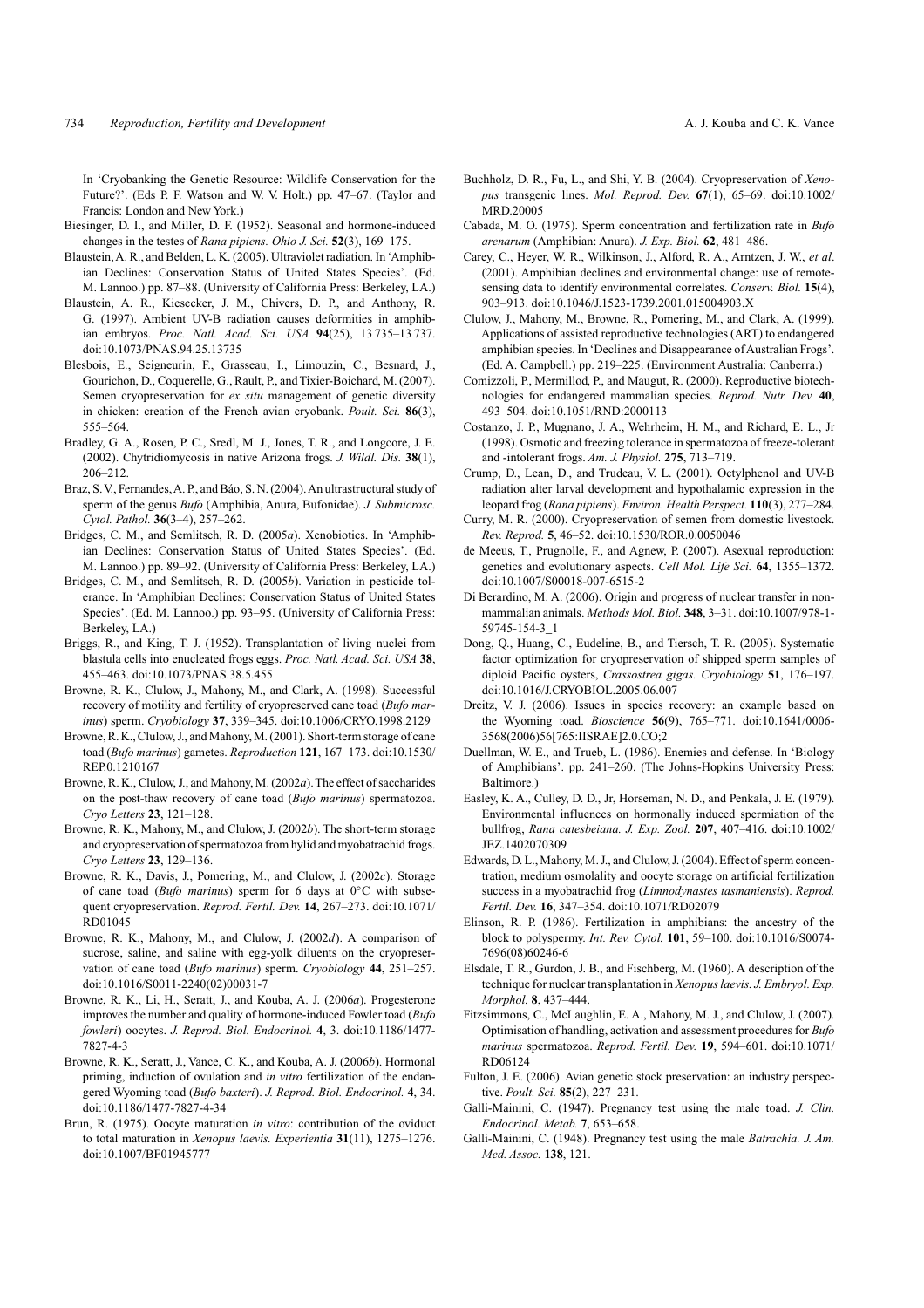In 'Cryobanking the Genetic Resource: Wildlife Conservation for the Future?'. (Eds P. F. Watson and W. V. Holt.) pp. 47–67. (Taylor and Francis: London and New York.)

Biesinger, D. I., and Miller, D. F. (1952). Seasonal and hormone-induced changes in the testes of *Rana pipiens*. *Ohio J. Sci.* **52**(3), 169–175.

Blaustein, A. R., and Belden, L. K. (2005). Ultraviolet radiation. In 'Amphibian Declines: Conservation Status of United States Species'. (Ed. M. Lannoo.) pp. 87–88. (University of California Press: Berkeley, LA.)

Blaustein, A. R., Kiesecker, J. M., Chivers, D. P., and Anthony, R. G. (1997). Ambient UV-B radiation causes deformities in amphibian embryos. *Proc. Natl. Acad. Sci. USA* **94**(25), 13 735–13 737. doi:10.1073/PNAS.94.25.13735

Blesbois, E., Seigneurin, F., Grasseau, I., Limouzin, C., Besnard, J., Gourichon, D., Coquerelle, G., Rault, P., and Tixier-Boichard, M. (2007). Semen cryopreservation for *ex situ* management of genetic diversity in chicken: creation of the French avian cryobank. *Poult. Sci.* **86**(3), 555–564.

Bradley, G. A., Rosen, P. C., Sredl, M. J., Jones, T. R., and Longcore, J. E. (2002). Chytridiomycosis in native Arizona frogs. *J. Wildl. Dis.* **38**(1), 206–212.

Braz, S. V., Fernandes, A. P., and Báo, S. N. (2004). An ultrastructural study of sperm of the genus *Bufo* (Amphibia, Anura, Bufonidae). *J. Submicrosc. Cytol. Pathol.* **36**(3–4), 257–262.

Bridges, C. M., and Semlitsch, R. D. (2005*a*). Xenobiotics. In 'Amphibian Declines: Conservation Status of United States Species'. (Ed. M. Lannoo.) pp. 89–92. (University of California Press: Berkeley, LA.)

Bridges, C. M., and Semlitsch, R. D. (2005*b*). Variation in pesticide tolerance. In 'Amphibian Declines: Conservation Status of United States Species'. (Ed. M. Lannoo.) pp. 93–95. (University of California Press: Berkeley, LA.)

Briggs, R., and King, T. J. (1952). Transplantation of living nuclei from blastula cells into enucleated frogs eggs. *Proc. Natl. Acad. Sci. USA* **38**, 455–463. doi:10.1073/PNAS.38.5.455

Browne, R. K., Clulow, J., Mahony, M., and Clark, A. (1998). Successful recovery of motility and fertility of cryopreserved cane toad (*Bufo marinus*) sperm. *Cryobiology* **37**, 339–345. doi:10.1006/CRYO.1998.2129

Browne, R. K., Clulow, J., and Mahony, M. (2001). Short-term storage of cane toad (*Bufo marinus*) gametes. *Reproduction* **121**, 167–173. doi:10.1530/REP.0.1210167

Browne, R. K., Clulow, J., and Mahony, M. (2002*a*). The effect of saccharides on the post-thaw recovery of cane toad (*Bufo marinus*) spermatozoa. *Cryo Letters* **23**, 121–128.

Browne, R. K., Mahony, M., and Clulow, J. (2002*b*). The short-term storage and cryopreservation of spermatozoa from hylid and myobatrachid frogs. *Cryo Letters* **23**, 129–136.

Browne, R. K., Davis, J., Pomering, M., and Clulow, J. (2002*c*). Storage of cane toad (*Bufo marinus*) sperm for 6 days at 0°C with subsequent cryopreservation. *Reprod. Fertil. Dev.* **14**, 267–273. doi:10.1071/RD01045

Browne, R. K., Mahony, M., and Clulow, J. (2002*d*). A comparison of sucrose, saline, and saline with egg-yolk diluents on the cryopreservation of cane toad (*Bufo marinus*) sperm. *Cryobiology* **44**, 251–257. doi:10.1016/S0011-2240(02)00031-7

Browne, R. K., Li, H., Seratt, J., and Kouba, A. J. (2006*a*). Progesterone improves the number and quality of hormone-induced Fowler toad (*Bufo fowleri*) oocytes. *J. Reprod. Biol. Endocrinol.* **4**, 3. doi:10.1186/1477-7827-4-3

Browne, R. K., Seratt, J., Vance, C. K., and Kouba, A. J. (2006*b*). Hormonal priming, induction of ovulation and *in vitro* fertilization of the endangered Wyoming toad (*Bufo baxteri*). *J. Reprod. Biol. Endocrinol.* **4**, 34. doi:10.1186/1477-7827-4-34

Brun, R. (1975). Oocyte maturation *in vitro*: contribution of the oviduct to total maturation in *Xenopus laevis*. *Experientia* **31**(11), 1275–1276. doi:10.1007/BF01945777

Buchholz, D. R., Fu, L., and Shi, Y. B. (2004). Cryopreservation of *Xenopus* transgenic lines. *Mol. Reprod. Dev.* **67**(1), 65–69. doi:10.1002/MRD.20005

Cabada, M. O. (1975). Sperm concentration and fertilization rate in *Bufo arenarum* (Amphibian: Anura). *J. Exp. Biol.* **62**, 481–486.

Carey, C., Heyer, W. R., Wilkinson, J., Alford, R. A., Arntzen, J. W., *et al*. (2001). Amphibian declines and environmental change: use of remote-sensing data to identify environmental correlates. *Conserv. Biol.* **15**(4), 903–913. doi:10.1046/J.1523-1739.2001.015004903.X

Clulow, J., Mahony, M., Browne, R., Pomering, M., and Clark, A. (1999). Applications of assisted reproductive technologies (ART) to endangered amphibian species. In 'Declines and Disappearance of Australian Frogs'. (Ed. A. Campbell.) pp. 219–225. (Environment Australia: Canberra.)

Comizzoli, P., Mermillod, P., and Maugut, R. (2000). Reproductive biotechnologies for endangered mammalian species. *Reprod. Nutr. Dev.* **40**, 493–504. doi:10.1051/RND:2000113

Costanzo, J. P., Mugnano, J. A., Wehrheim, H. M., and Richard, E. L., Jr (1998). Osmotic and freezing tolerance in spermatozoa of freeze-tolerant and -intolerant frogs. *Am. J. Physiol.* **275**, 713–719.

Crump, D., Lean, D., and Trudeau, V. L. (2001). Octylphenol and UV-B radiation alter larval development and hypothalamic expression in the leopard frog (*Rana pipiens*). *Environ. Health Perspect.* **110**(3), 277–284.

Curry, M. R. (2000). Cryopreservation of semen from domestic livestock. *Rev. Reprod.* **5**, 46–52. doi:10.1530/ROR.0.0050046

de Meeus, T., Prugnolle, F., and Agnew, P. (2007). Asexual reproduction: genetics and evolutionary aspects. *Cell Mol. Life Sci.* **64**, 1355–1372. doi:10.1007/S00018-007-6515-2

Di Berardino, M. A. (2006). Origin and progress of nuclear transfer in non-mammalian animals. *Methods Mol. Biol.* **348**, 3–31. doi:10.1007/978-1-59745-154-3_1

Dong, Q., Huang, C., Eudeline, B., and Tiersch, T. R. (2005). Systematic factor optimization for cryopreservation of shipped sperm samples of diploid Pacific oysters, *Crassostrea gigas*. *Cryobiology* **51**, 176–197. doi:10.1016/J.CRYOBIOL.2005.06.007

Dreitz, V. J. (2006). Issues in species recovery: an example based on the Wyoming toad. *Bioscience* **56**(9), 765–771. doi:10.1641/0006-3568(2006)56[765:IISRAE]2.0.CO;2

Duellman, W. E., and Trueb, L. (1986). Enemies and defense. In 'Biology of Amphibians'. pp. 241–260. (The Johns-Hopkins University Press: Baltimore.)

Easley, K. A., Culley, D. D., Jr, Horseman, N. D., and Penkala, J. E. (1979). Environmental influences on hormonally induced spermiation of the bullfrog, *Rana catesbeiana*. *J. Exp. Zool.* **207**, 407–416. doi:10.1002/JEZ.1402070309

Edwards, D. L., Mahony, M. J., and Clulow, J. (2004). Effect of sperm concentration, medium osmolality and oocyte storage on artificial fertilization success in a myobatrachid frog (*Limnodynastes tasmaniensis*). *Reprod. Fertil. Dev.* **16**, 347–354. doi:10.1071/RD02079

Elinson, R. P. (1986). Fertilization in amphibians: the ancestry of the block to polyspermy. *Int. Rev. Cytol.* **101**, 59–100. doi:10.1016/S0074-7696(08)60246-6

Elsdale, T. R., Gurdon, J. B., and Fischberg, M. (1960). A description of the technique for nuclear transplantation in *Xenopus laevis*. *J. Embryol. Exp. Morphol.* **8**, 437–444.

Fitzsimmons, C., McLaughlin, E. A., Mahony, M. J., and Clulow, J. (2007). Optimisation of handling, activation and assessment procedures for *Bufo marinus* spermatozoa. *Reprod. Fertil. Dev.* **19**, 594–601. doi:10.1071/RD06124

Fulton, J. E. (2006). Avian genetic stock preservation: an industry perspective. *Poult. Sci.* **85**(2), 227–231.

Galli-Mainini, C. (1947). Pregnancy test using the male toad. *J. Clin. Endocrinol. Metab.* **7**, 653–658.

Galli-Mainini, C. (1948). Pregnancy test using the male *Batrachia*. *J. Am. Med. Assoc.* **138**, 121.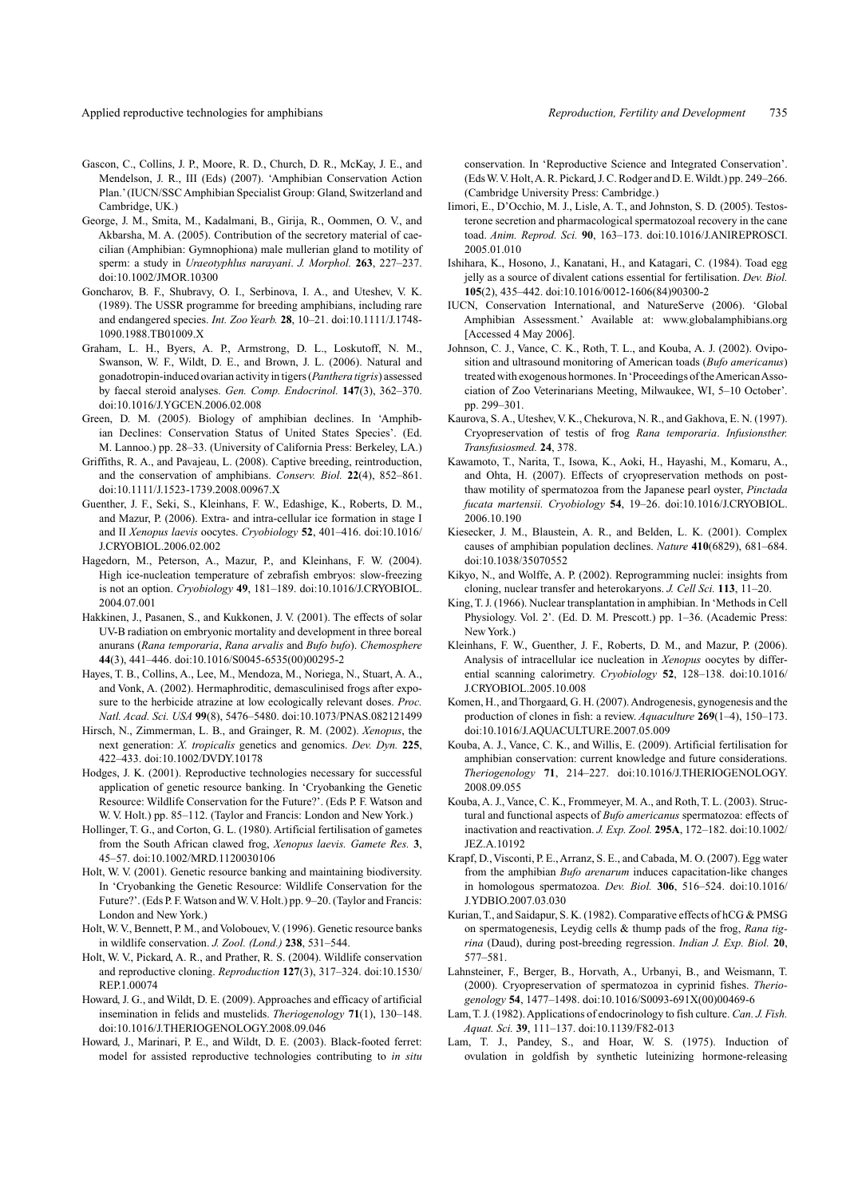Gascon, C., Collins, J. P., Moore, R. D., Church, D. R., McKay, J. E., and Mendelson, J. R., III (Eds) (2007). 'Amphibian Conservation Action Plan.' (IUCN/SSC Amphibian Specialist Group: Gland, Switzerland and Cambridge, UK.)

George, J. M., Smita, M., Kadalmani, B., Girija, R., Oommen, O. V., and Akbarsha, M. A. (2005). Contribution of the secretory material of caecilian (Amphibian: Gymnophiona) male mullerian gland to motility of sperm: a study in *Uraeotyphlus narayani*. *J. Morphol.* **263**, 227–237. doi:10.1002/JMOR.10300

Goncharov, B. F., Shubravy, O. I., Serbinova, I. A., and Uteshev, V. K. (1989). The USSR programme for breeding amphibians, including rare and endangered species. *Int. Zoo Yearb.* **28**, 10–21. doi:10.1111/J.1748-1090.1988.TB01009.X

Graham, L. H., Byers, A. P., Armstrong, D. L., Loskutoff, N. M., Swanson, W. F., Wildt, D. E., and Brown, J. L. (2006). Natural and gonadotropin-induced ovarian activity in tigers (*Panthera tigris*) assessed by faecal steroid analyses. *Gen. Comp. Endocrinol.* **147**(3), 362–370. doi:10.1016/J.YGCEN.2006.02.008

Green, D. M. (2005). Biology of amphibian declines. In 'Amphibian Declines: Conservation Status of United States Species'. (Ed. M. Lannoo.) pp. 28–33. (University of California Press: Berkeley, LA.)

Griffiths, R. A., and Pavajeau, L. (2008). Captive breeding, reintroduction, and the conservation of amphibians. *Conserv. Biol.* **22**(4), 852–861. doi:10.1111/J.1523-1739.2008.00967.X

Guenther, J. F., Seki, S., Kleinhans, F. W., Edashige, K., Roberts, D. M., and Mazur, P. (2006). Extra- and intra-cellular ice formation in stage I and II *Xenopus laevis* oocytes. *Cryobiology* **52**, 401–416. doi:10.1016/J.CRYOBIOL.2006.02.002

Hagedorn, M., Peterson, A., Mazur, P., and Kleinhans, F. W. (2004). High ice-nucleation temperature of zebrafish embryos: slow-freezing is not an option. *Cryobiology* **49**, 181–189. doi:10.1016/J.CRYOBIOL.2004.07.001

Hakkinen, J., Pasanen, S., and Kukkonen, J. V. (2001). The effects of solar UV-B radiation on embryonic mortality and development in three boreal anurans (*Rana temporaria*, *Rana arvalis* and *Bufo bufo*). *Chemosphere* **44**(3), 441–446. doi:10.1016/S0045-6535(00)00295-2

Hayes, T. B., Collins, A., Lee, M., Mendoza, M., Noriega, N., Stuart, A. A., and Vonk, A. (2002). Hermaphroditic, demasculinised frogs after exposure to the herbicide atrazine at low ecologically relevant doses. *Proc. Natl. Acad. Sci. USA* **99**(8), 5476–5480. doi:10.1073/PNAS.082121499

Hirsch, N., Zimmerman, L. B., and Grainger, R. M. (2002). *Xenopus*, the next generation: *X. tropicalis* genetics and genomics. *Dev. Dyn.* **225**, 422–433. doi:10.1002/DVDY.10178

Hodges, J. K. (2001). Reproductive technologies necessary for successful application of genetic resource banking. In 'Cryobanking the Genetic Resource: Wildlife Conservation for the Future?'. (Eds P. F. Watson and W. V. Holt.) pp. 85–112. (Taylor and Francis: London and New York.)

Hollinger, T. G., and Corton, G. L. (1980). Artificial fertilisation of gametes from the South African clawed frog, *Xenopus laevis. Gamete Res.* **3**, 45–57. doi:10.1002/MRD.1120030106

Holt, W. V. (2001). Genetic resource banking and maintaining biodiversity. In 'Cryobanking the Genetic Resource: Wildlife Conservation for the Future?'. (Eds P. F. Watson and W. V. Holt.) pp. 9–20. (Taylor and Francis: London and New York.)

Holt, W. V., Bennett, P. M., and Volobouev, V. (1996). Genetic resource banks in wildlife conservation. *J. Zool. (Lond.)* **238**, 531–544.

Holt, W. V., Pickard, A. R., and Prather, R. S. (2004). Wildlife conservation and reproductive cloning. *Reproduction* **127**(3), 317–324. doi:10.1530/REP.1.00074

Howard, J. G., and Wildt, D. E. (2009). Approaches and efficacy of artificial insemination in felids and mustelids. *Theriogenology* **71**(1), 130–148. doi:10.1016/J.THERIOGENOLOGY.2008.09.046

Howard, J., Marinari, P. E., and Wildt, D. E. (2003). Black-footed ferret: model for assisted reproductive technologies contributing to *in situ* conservation. In 'Reproductive Science and Integrated Conservation'. (Eds W. V. Holt, A. R. Pickard, J. C. Rodger and D. E. Wildt.) pp. 249–266. (Cambridge University Press: Cambridge.)

Iimori, E., D'Occhio, M. J., Lisle, A. T., and Johnston, S. D. (2005). Testosterone secretion and pharmacological spermatozoal recovery in the cane toad. *Anim. Reprod. Sci.* **90**, 163–173. doi:10.1016/J.ANIREPROSCI.2005.01.010

Ishihara, K., Hosono, J., Kanatani, H., and Katagari, C. (1984). Toad egg jelly as a source of divalent cations essential for fertilisation. *Dev. Biol.* **105**(2), 435–442. doi:10.1016/0012-1606(84)90300-2

IUCN, Conservation International, and NatureServe (2006). 'Global Amphibian Assessment.' Available at: www.globalamphibians.org [Accessed 4 May 2006].

Johnson, C. J., Vance, C. K., Roth, T. L., and Kouba, A. J. (2002). Oviposition and ultrasound monitoring of American toads (*Bufo americanus*) treated with exogenous hormones. In 'Proceedings of the American Association of Zoo Veterinarians Meeting, Milwaukee, WI, 5–10 October'. pp. 299–301.

Kaurova, S. A., Uteshev, V. K., Chekurova, N. R., and Gakhova, E. N. (1997). Cryopreservation of testis of frog *Rana temporaria*. *Infusionsther. Transfusiosmed.* **24**, 378.

Kawamoto, T., Narita, T., Isowa, K., Aoki, H., Hayashi, M., Komaru, A., and Ohta, H. (2007). Effects of cryopreservation methods on post-thaw motility of spermatozoa from the Japanese pearl oyster, *Pinctada fucata martensii. Cryobiology* **54**, 19–26. doi:10.1016/J.CRYOBIOL.2006.10.190

Kiesecker, J. M., Blaustein, A. R., and Belden, L. K. (2001). Complex causes of amphibian population declines. *Nature* **410**(6829), 681–684. doi:10.1038/35070552

Kikyo, N., and Wolffe, A. P. (2002). Reprogramming nuclei: insights from cloning, nuclear transfer and heterokaryons. *J. Cell Sci.* **113**, 11–20.

King, T. J. (1966). Nuclear transplantation in amphibian. In 'Methods in Cell Physiology. Vol. 2'. (Ed. D. M. Prescott.) pp. 1–36. (Academic Press: New York.)

Kleinhans, F. W., Guenther, J. F., Roberts, D. M., and Mazur, P. (2006). Analysis of intracellular ice nucleation in *Xenopus* oocytes by differential scanning calorimetry. *Cryobiology* **52**, 128–138. doi:10.1016/J.CRYOBIOL.2005.10.008

Komen, H., and Thorgaard, G. H. (2007). Androgenesis, gynogenesis and the production of clones in fish: a review. *Aquaculture* **269**(1–4), 150–173. doi:10.1016/J.AQUACULTURE.2007.05.009

Kouba, A. J., Vance, C. K., and Willis, E. (2009). Artificial fertilisation for amphibian conservation: current knowledge and future considerations. *Theriogenology* **71**, 214–227. doi:10.1016/J.THERIOGENOLOGY.2008.09.055

Kouba, A. J., Vance, C. K., Frommeyer, M. A., and Roth, T. L. (2003). Structural and functional aspects of *Bufo americanus* spermatozoa: effects of inactivation and reactivation. *J. Exp. Zool.* **295A**, 172–182. doi:10.1002/JEZ.A.10192

Krapf, D., Visconti, P. E., Arranz, S. E., and Cabada, M. O. (2007). Egg water from the amphibian *Bufo arenarum* induces capacitation-like changes in homologous spermatozoa. *Dev. Biol.* **306**, 516–524. doi:10.1016/J.YDBIO.2007.03.030

Kurian, T., and Saidapur, S. K. (1982). Comparative effects of hCG & PMSG on spermatogenesis, Leydig cells & thump pads of the frog, *Rana tigrina* (Daud), during post-breeding regression. *Indian J. Exp. Biol.* **20**, 577–581.

Lahnsteiner, F., Berger, B., Horvath, A., Urbanyi, B., and Weismann, T. (2000). Cryopreservation of spermatozoa in cyprinid fishes. *Theriogenology* **54**, 1477–1498. doi:10.1016/S0093-691X(00)00469-6

Lam, T. J. (1982). Applications of endocrinology to fish culture. *Can. J. Fish. Aquat. Sci.* **39**, 111–137. doi:10.1139/F82-013

Lam, T. J., Pandey, S., and Hoar, W. S. (1975). Induction of ovulation in goldfish by synthetic luteinizing hormone-releasing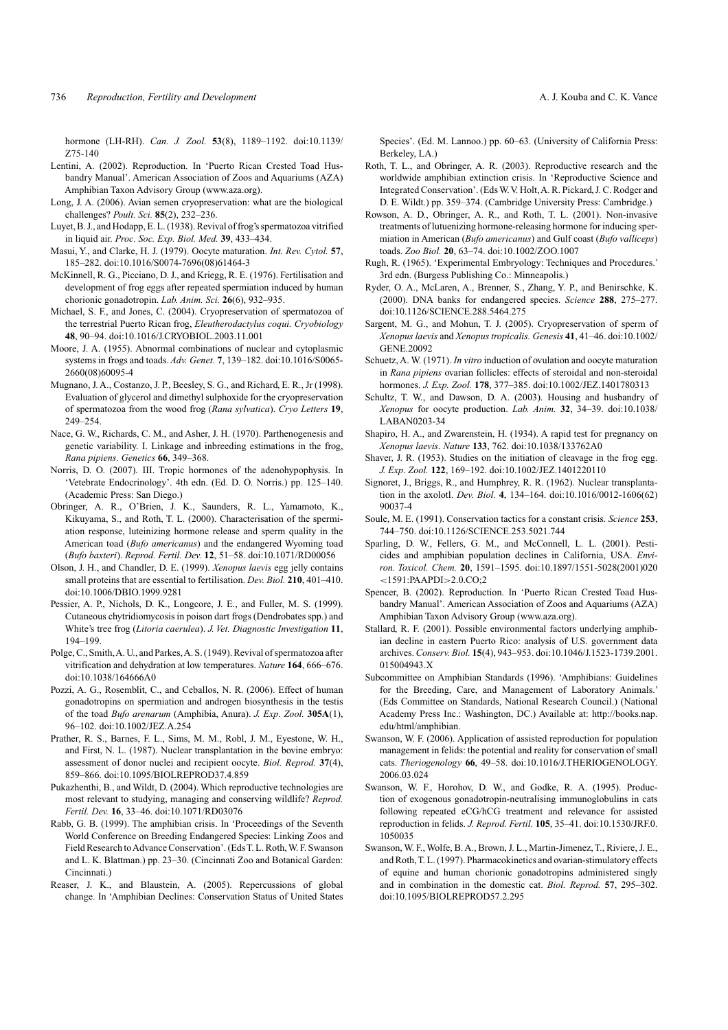hormone (LH-RH). *Can. J. Zool.* **53**(8), 1189–1192. doi:10.1139/Z75-140

Lentini, A. (2002). Reproduction. In 'Puerto Rican Crested Toad Husbandry Manual'. American Association of Zoos and Aquariums (AZA) Amphibian Taxon Advisory Group (www.aza.org).

Long, J. A. (2006). Avian semen cryopreservation: what are the biological challenges? *Poult. Sci.* **85**(2), 232–236.

Luyet, B. J., and Hodapp, E. L. (1938). Revival of frog's spermatozoa vitrified in liquid air. *Proc. Soc. Exp. Biol. Med.* **39**, 433–434.

Masui, Y., and Clarke, H. J. (1979). Oocyte maturation. *Int. Rev. Cytol.* **57**, 185–282. doi:10.1016/S0074-7696(08)61464-3

McKinnell, R. G., Picciano, D. J., and Kriegg, R. E. (1976). Fertilisation and development of frog eggs after repeated spermiation induced by human chorionic gonadotropin. *Lab. Anim. Sci.* **26**(6), 932–935.

Michael, S. F., and Jones, C. (2004). Cryopreservation of spermatozoa of the terrestrial Puerto Rican frog, *Eleutherodactylus coqui*. *Cryobiology* **48**, 90–94. doi:10.1016/J.CRYOBIOL.2003.11.001

Moore, J. A. (1955). Abnormal combinations of nuclear and cytoplasmic systems in frogs and toads. *Adv. Genet.* **7**, 139–182. doi:10.1016/S0065-2660(08)60095-4

Mugnano, J. A., Costanzo, J. P., Beesley, S. G., and Richard, E. R., Jr (1998). Evaluation of glycerol and dimethyl sulphoxide for the cryopreservation of spermatozoa from the wood frog (*Rana sylvatica*). *Cryo Letters* **19**, 249–254.

Nace, G. W., Richards, C. M., and Asher, J. H. (1970). Parthenogenesis and genetic variability. I. Linkage and inbreeding estimations in the frog, *Rana pipiens*. *Genetics* **66**, 349–368.

Norris, D. O. (2007). III. Tropic hormones of the adenohypophysis. In 'Vetebrate Endocrinology'. 4th edn. (Ed. D. O. Norris.) pp. 125–140. (Academic Press: San Diego.)

Obringer, A. R., O'Brien, J. K., Saunders, R. L., Yamamoto, K., Kikuyama, S., and Roth, T. L. (2000). Characterisation of the spermiation response, luteinizing hormone release and sperm quality in the American toad (*Bufo americanus*) and the endangered Wyoming toad (*Bufo baxteri*). *Reprod. Fertil. Dev.* **12**, 51–58. doi:10.1071/RD00056

Olson, J. H., and Chandler, D. E. (1999). *Xenopus laevis* egg jelly contains small proteins that are essential to fertilisation. *Dev. Biol.* **210**, 401–410. doi:10.1006/DBIO.1999.9281

Pessier, A. P., Nichols, D. K., Longcore, J. E., and Fuller, M. S. (1999). Cutaneous chytridiomycosis in poison dart frogs (Dendrobates spp.) and White's tree frog (*Litoria caerulea*). *J. Vet. Diagnostic Investigation* **11**, 194–199.

Polge, C., Smith, A. U., and Parkes, A. S. (1949). Revival of spermatozoa after vitrification and dehydration at low temperatures. *Nature* **164**, 666–676. doi:10.1038/164666A0

Pozzi, A. G., Rosemblit, C., and Ceballos, N. R. (2006). Effect of human gonadotropins on spermiation and androgen biosynthesis in the testis of the toad *Bufo arenarum* (Amphibia, Anura). *J. Exp. Zool.* **305A**(1), 96–102. doi:10.1002/JEZ.A.254

Prather, R. S., Barnes, F. L., Sims, M. M., Robl, J. M., Eyestone, W. H., and First, N. L. (1987). Nuclear transplantation in the bovine embryo: assessment of donor nuclei and recipient oocyte. *Biol. Reprod.* **37**(4), 859–866. doi:10.1095/BIOLREPROD37.4.859

Pukazhenthi, B., and Wildt, D. (2004). Which reproductive technologies are most relevant to studying, managing and conserving wildlife? *Reprod. Fertil. Dev.* **16**, 33–46. doi:10.1071/RD03076

Rabb, G. B. (1999). The amphibian crisis. In 'Proceedings of the Seventh World Conference on Breeding Endangered Species: Linking Zoos and Field Research to Advance Conservation'. (Eds T. L. Roth, W. F. Swanson and L. K. Blattman.) pp. 23–30. (Cincinnati Zoo and Botanical Garden: Cincinnati.)

Reaser, J. K., and Blaustein, A. (2005). Repercussions of global change. In 'Amphibian Declines: Conservation Status of United States Species'. (Ed. M. Lannoo.) pp. 60–63. (University of California Press: Berkeley, LA.)

Roth, T. L., and Obringer, A. R. (2003). Reproductive research and the worldwide amphibian extinction crisis. In 'Reproductive Science and Integrated Conservation'. (Eds W. V. Holt, A. R. Pickard, J. C. Rodger and D. E. Wildt.) pp. 359–374. (Cambridge University Press: Cambridge.)

Rowson, A. D., Obringer, A. R., and Roth, T. L. (2001). Non-invasive treatments of lutuenizing hormone-releasing hormone for inducing spermiation in American (*Bufo americanus*) and Gulf coast (*Bufo valliceps*) toads. *Zoo Biol.* **20**, 63–74. doi:10.1002/ZOO.1007

Rugh, R. (1965). 'Experimental Embryology: Techniques and Procedures.' 3rd edn. (Burgess Publishing Co.: Minneapolis.)

Ryder, O. A., McLaren, A., Brenner, S., Zhang, Y. P., and Benirschke, K. (2000). DNA banks for endangered species. *Science* **288**, 275–277. doi:10.1126/SCIENCE.288.5464.275

Sargent, M. G., and Mohun, T. J. (2005). Cryopreservation of sperm of *Xenopus laevis* and *Xenopus tropicalis*. *Genesis* **41**, 41–46. doi:10.1002/GENE.20092

Schuetz, A. W. (1971). *In vitro* induction of ovulation and oocyte maturation in *Rana pipiens* ovarian follicles: effects of steroidal and non-steroidal hormones. *J. Exp. Zool.* **178**, 377–385. doi:10.1002/JEZ.1401780313

Schultz, T. W., and Dawson, D. A. (2003). Housing and husbandry of *Xenopus* for oocyte production. *Lab. Anim.* **32**, 34–39. doi:10.1038/LABAN0203-34

Shapiro, H. A., and Zwarenstein, H. (1934). A rapid test for pregnancy on *Xenopus laevis*. *Nature* **133**, 762. doi:10.1038/133762A0

Shaver, J. R. (1953). Studies on the initiation of cleavage in the frog egg. *J. Exp. Zool.* **122**, 169–192. doi:10.1002/JEZ.1401220110

Signoret, J., Briggs, R., and Humphrey, R. R. (1962). Nuclear transplantation in the axolotl. *Dev. Biol.* **4**, 134–164. doi:10.1016/0012-1606(62)90037-4

Soule, M. E. (1991). Conservation tactics for a constant crisis. *Science* **253**, 744–750. doi:10.1126/SCIENCE.253.5021.744

Sparling, D. W., Fellers, G. M., and McConnell, L. L. (2001). Pesticides and amphibian population declines in California, USA. *Environ. Toxicol. Chem.* **20**, 1591–1595. doi:10.1897/1551-5028(2001)020<1591:PAAPDI>2.0.CO;2

Spencer, B. (2002). Reproduction. In 'Puerto Rican Crested Toad Husbandry Manual'. American Association of Zoos and Aquariums (AZA) Amphibian Taxon Advisory Group (www.aza.org).

Stallard, R. F. (2001). Possible environmental factors underlying amphibian decline in eastern Puerto Rico: analysis of U.S. government data archives. *Conserv. Biol.* **15**(4), 943–953. doi:10.1046/J.1523-1739.2001.015004943.X

Subcommittee on Amphibian Standards (1996). 'Amphibians: Guidelines for the Breeding, Care, and Management of Laboratory Animals.' (Eds Committee on Standards, National Research Council.) (National Academy Press Inc.: Washington, DC.) Available at: http://books.nap.edu/html/amphibian.

Swanson, W. F. (2006). Application of assisted reproduction for population management in felids: the potential and reality for conservation of small cats. *Theriogenology* **66**, 49–58. doi:10.1016/J.THERIOGENOLOGY.2006.03.024

Swanson, W. F., Horohov, D. W., and Godke, R. A. (1995). Production of exogenous gonadotropin-neutralising immunoglobulins in cats following repeated eCG/hCG treatment and relevance for assisted reproduction in felids. *J. Reprod. Fertil.* **105**, 35–41. doi:10.1530/JRF.0.1050035

Swanson, W. F., Wolfe, B. A., Brown, J. L., Martin-Jimenez, T., Riviere, J. E., and Roth, T. L. (1997). Pharmacokinetics and ovarian-stimulatory effects of equine and human chorionic gonadotropins administered singly and in combination in the domestic cat. *Biol. Reprod.* **57**, 295–302. doi:10.1095/BIOLREPROD57.2.295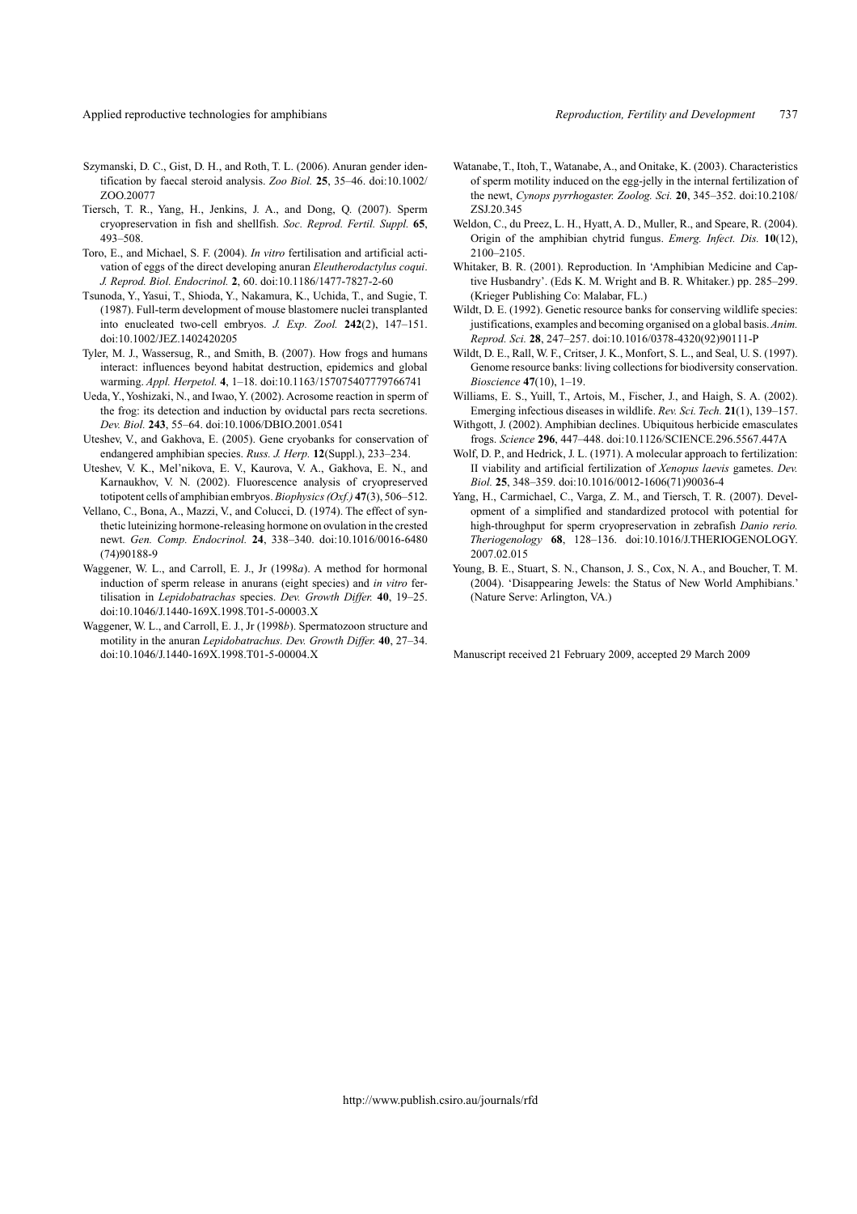Szymanski, D. C., Gist, D. H., and Roth, T. L. (2006). Anuran gender identification by faecal steroid analysis. *Zoo Biol.* **25**, 35–46. doi:10.1002/ZOO.20077

Tiersch, T. R., Yang, H., Jenkins, J. A., and Dong, Q. (2007). Sperm cryopreservation in fish and shellfish. *Soc. Reprod. Fertil. Suppl.* **65**, 493–508.

Toro, E., and Michael, S. F. (2004). *In vitro* fertilisation and artificial activation of eggs of the direct developing anuran *Eleutherodactylus coqui*. *J. Reprod. Biol. Endocrinol.* **2**, 60. doi:10.1186/1477-7827-2-60

Tsunoda, Y., Yasui, T., Shioda, Y., Nakamura, K., Uchida, T., and Sugie, T. (1987). Full-term development of mouse blastomere nuclei transplanted into enucleated two-cell embryos. *J. Exp. Zool.* **242**(2), 147–151. doi:10.1002/JEZ.1402420205

Tyler, M. J., Wassersug, R., and Smith, B. (2007). How frogs and humans interact: influences beyond habitat destruction, epidemics and global warming. *Appl. Herpetol.* **4**, 1–18. doi:10.1163/157075407779766741

Ueda, Y., Yoshizaki, N., and Iwao, Y. (2002). Acrosome reaction in sperm of the frog: its detection and induction by oviductal pars recta secretions. *Dev. Biol.* **243**, 55–64. doi:10.1006/DBIO.2001.0541

Uteshev, V., and Gakhova, E. (2005). Gene cryobanks for conservation of endangered amphibian species. *Russ. J. Herp.* **12**(Suppl.), 233–234.

Uteshev, V. K., Mel'nikova, E. V., Kaurova, V. A., Gakhova, E. N., and Karnaukhov, V. N. (2002). Fluorescence analysis of cryopreserved totipotent cells of amphibian embryos. *Biophysics (Oxf.)* **47**(3), 506–512.

Vellano, C., Bona, A., Mazzi, V., and Colucci, D. (1974). The effect of synthetic luteinizing hormone-releasing hormone on ovulation in the crested newt. *Gen. Comp. Endocrinol.* **24**, 338–340. doi:10.1016/0016-6480(74)90188-9

Waggener, W. L., and Carroll, E. J., Jr (1998*a*). A method for hormonal induction of sperm release in anurans (eight species) and *in vitro* fertilisation in *Lepidobatrachas* species. *Dev. Growth Differ.* **40**, 19–25. doi:10.1046/J.1440-169X.1998.T01-5-00003.X

Waggener, W. L., and Carroll, E. J., Jr (1998*b*). Spermatozoon structure and motility in the anuran *Lepidobatrachus*. *Dev. Growth Differ.* **40**, 27–34. doi:10.1046/J.1440-169X.1998.T01-5-00004.X

Watanabe, T., Itoh, T., Watanabe, A., and Onitake, K. (2003). Characteristics of sperm motility induced on the egg-jelly in the internal fertilization of the newt, *Cynops pyrrhogaster*. *Zoolog. Sci.* **20**, 345–352. doi:10.2108/ZSJ.20.345

Weldon, C., du Preez, L. H., Hyatt, A. D., Muller, R., and Speare, R. (2004). Origin of the amphibian chytrid fungus. *Emerg. Infect. Dis.* **10**(12), 2100–2105.

Whitaker, B. R. (2001). Reproduction. In 'Amphibian Medicine and Captive Husbandry'. (Eds K. M. Wright and B. R. Whitaker.) pp. 285–299. (Krieger Publishing Co: Malabar, FL.)

Wildt, D. E. (1992). Genetic resource banks for conserving wildlife species: justifications, examples and becoming organised on a global basis. *Anim. Reprod. Sci.* **28**, 247–257. doi:10.1016/0378-4320(92)90111-P

Wildt, D. E., Rall, W. F., Critser, J. K., Monfort, S. L., and Seal, U. S. (1997). Genome resource banks: living collections for biodiversity conservation. *Bioscience* **47**(10), 1–19.

Williams, E. S., Yuill, T., Artois, M., Fischer, J., and Haigh, S. A. (2002). Emerging infectious diseases in wildlife. *Rev. Sci. Tech.* **21**(1), 139–157.

Withgott, J. (2002). Amphibian declines. Ubiquitous herbicide emasculates frogs. *Science* **296**, 447–448. doi:10.1126/SCIENCE.296.5567.447A

Wolf, D. P., and Hedrick, J. L. (1971). A molecular approach to fertilization: II viability and artificial fertilization of *Xenopus laevis* gametes. *Dev. Biol.* **25**, 348–359. doi:10.1016/0012-1606(71)90036-4

Yang, H., Carmichael, C., Varga, Z. M., and Tiersch, T. R. (2007). Development of a simplified and standardized protocol with potential for high-throughput for sperm cryopreservation in zebrafish *Danio rerio*. *Theriogenology* **68**, 128–136. doi:10.1016/J.THERIOGENOLOGY.2007.02.015

Young, B. E., Stuart, S. N., Chanson, J. S., Cox, N. A., and Boucher, T. M. (2004). 'Disappearing Jewels: the Status of New World Amphibians.' (Nature Serve: Arlington, VA.)

Manuscript received 21 February 2009, accepted 29 March 2009